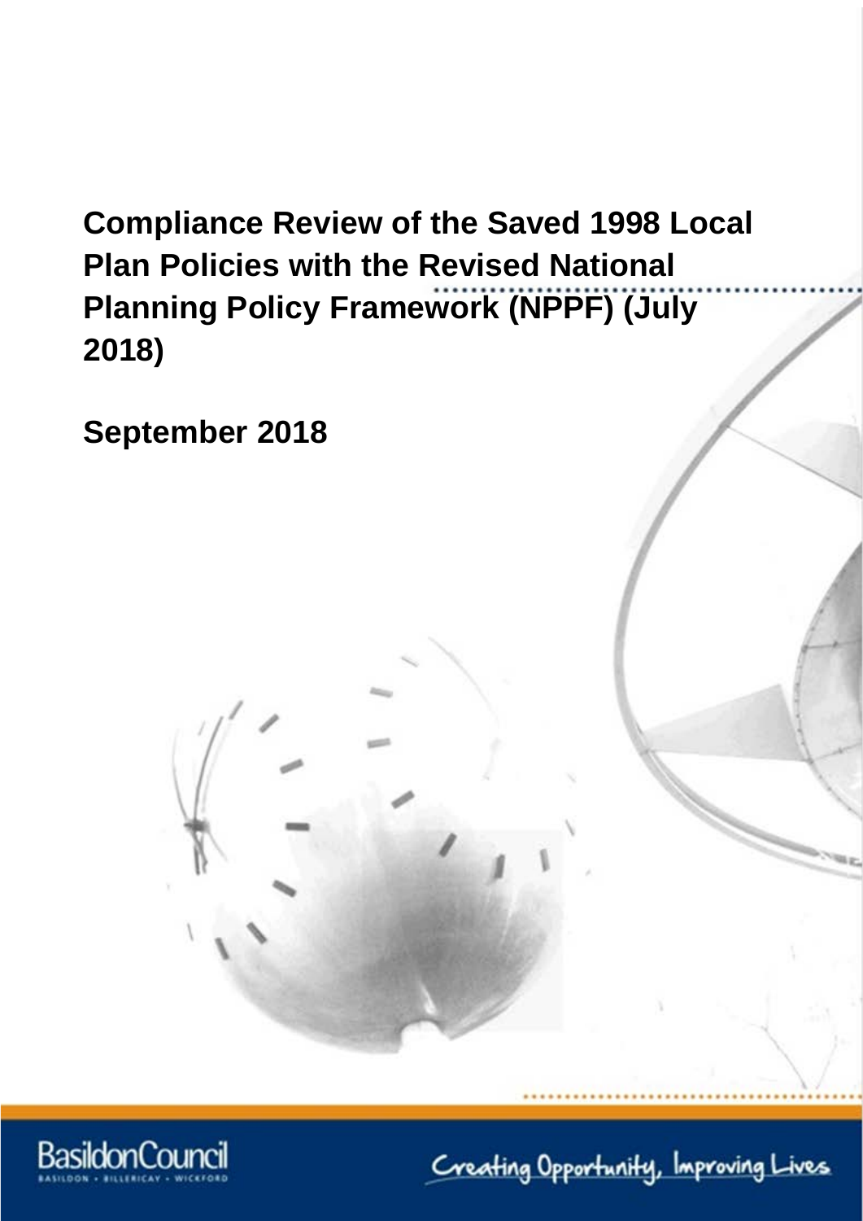# Compliance Review of the Saved 1998 Local Plan Policies with the Revised National Planning Policy Framework (NPPF) (July 2018)

## September 2018

BasildonCouncil

BASILDON • BILLERICAY • WICKFORD

Creating Opportunity, Improving Lives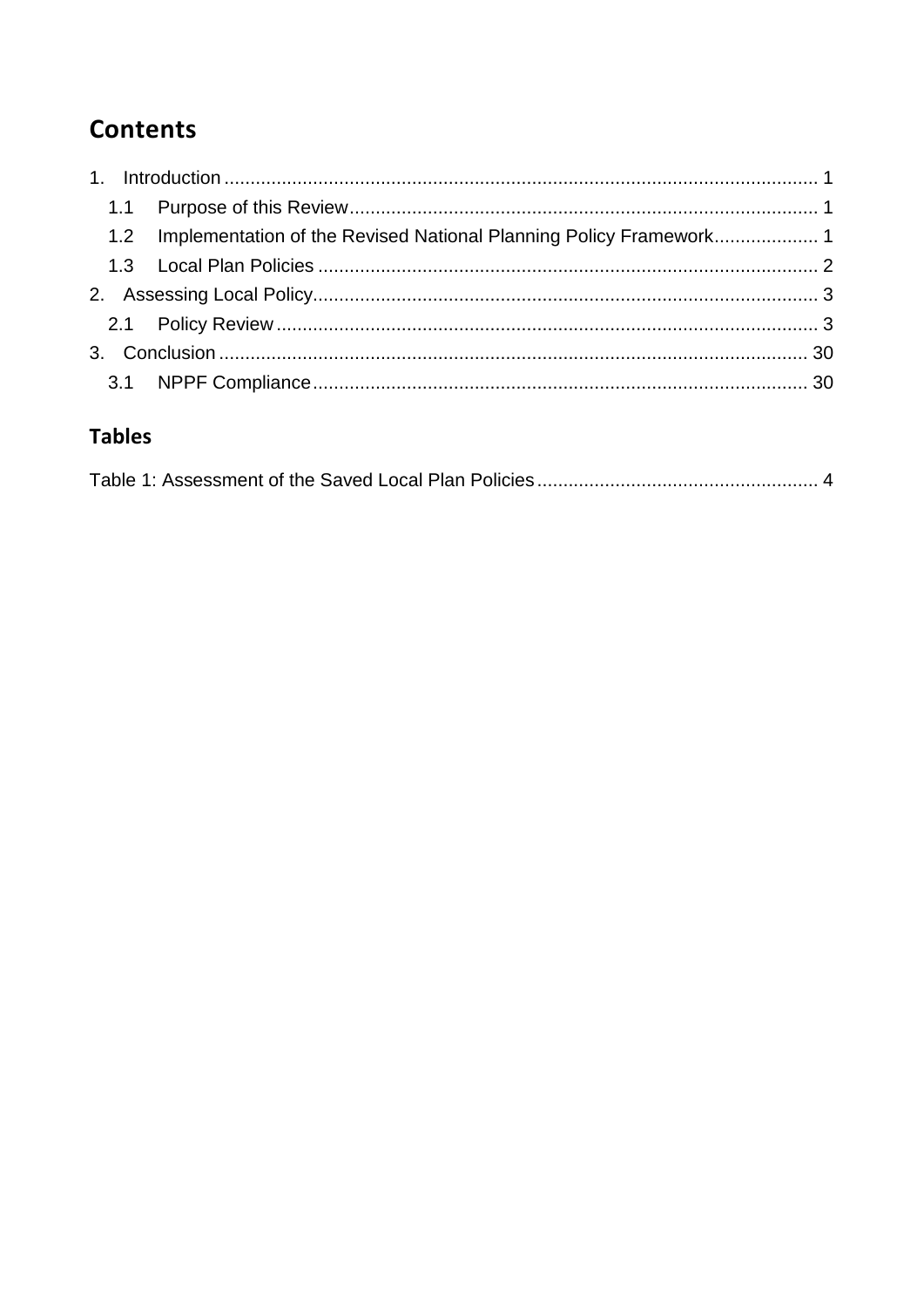# Contents

1. Introduction ........................................................................................................ 1
   - 1.1 Purpose of this Review ........................................................................... 1
   - 1.2 Implementation of the Revised National Planning Policy Framework .................... 1
   - 1.3 Local Plan Policies .................................................................................. 2
2. Assessing Local Policy ............................................................................................ 3
   - 2.1 Policy Review .......................................................................................... 3
3. Conclusion .......................................................................................................... 30
   - 3.1 NPPF Compliance ................................................................................... 30

# Tables

Table 1: Assessment of the Saved Local Plan Policies ...................................................... 4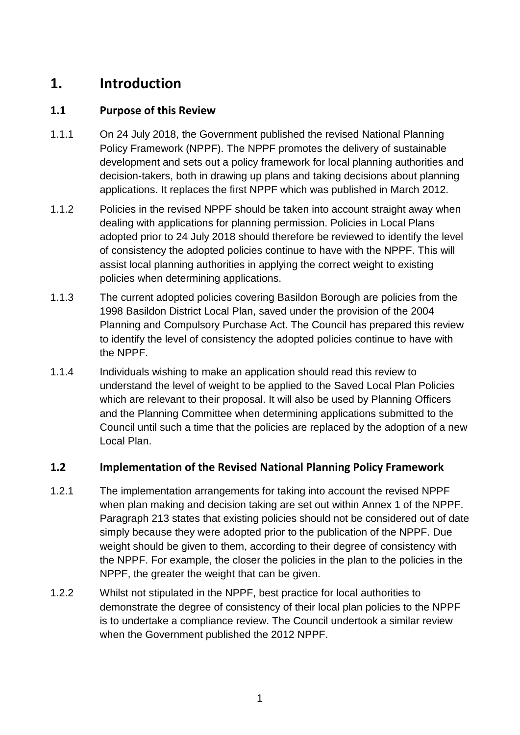# 1. Introduction

## 1.1 Purpose of this Review

1.1.1 On 24 July 2018, the Government published the revised National Planning Policy Framework (NPPF). The NPPF promotes the delivery of sustainable development and sets out a policy framework for local planning authorities and decision-takers, both in drawing up plans and taking decisions about planning applications. It replaces the first NPPF which was published in March 2012.

1.1.2 Policies in the revised NPPF should be taken into account straight away when dealing with applications for planning permission. Policies in Local Plans adopted prior to 24 July 2018 should therefore be reviewed to identify the level of consistency the adopted policies continue to have with the NPPF. This will assist local planning authorities in applying the correct weight to existing policies when determining applications.

1.1.3 The current adopted policies covering Basildon Borough are policies from the 1998 Basildon District Local Plan, saved under the provision of the 2004 Planning and Compulsory Purchase Act. The Council has prepared this review to identify the level of consistency the adopted policies continue to have with the NPPF.

1.1.4 Individuals wishing to make an application should read this review to understand the level of weight to be applied to the Saved Local Plan Policies which are relevant to their proposal. It will also be used by Planning Officers and the Planning Committee when determining applications submitted to the Council until such a time that the policies are replaced by the adoption of a new Local Plan.

## 1.2 Implementation of the Revised National Planning Policy Framework

1.2.1 The implementation arrangements for taking into account the revised NPPF when plan making and decision taking are set out within Annex 1 of the NPPF. Paragraph 213 states that existing policies should not be considered out of date simply because they were adopted prior to the publication of the NPPF. Due weight should be given to them, according to their degree of consistency with the NPPF. For example, the closer the policies in the plan to the policies in the NPPF, the greater the weight that can be given.

1.2.2 Whilst not stipulated in the NPPF, best practice for local authorities to demonstrate the degree of consistency of their local plan policies to the NPPF is to undertake a compliance review. The Council undertook a similar review when the Government published the 2012 NPPF.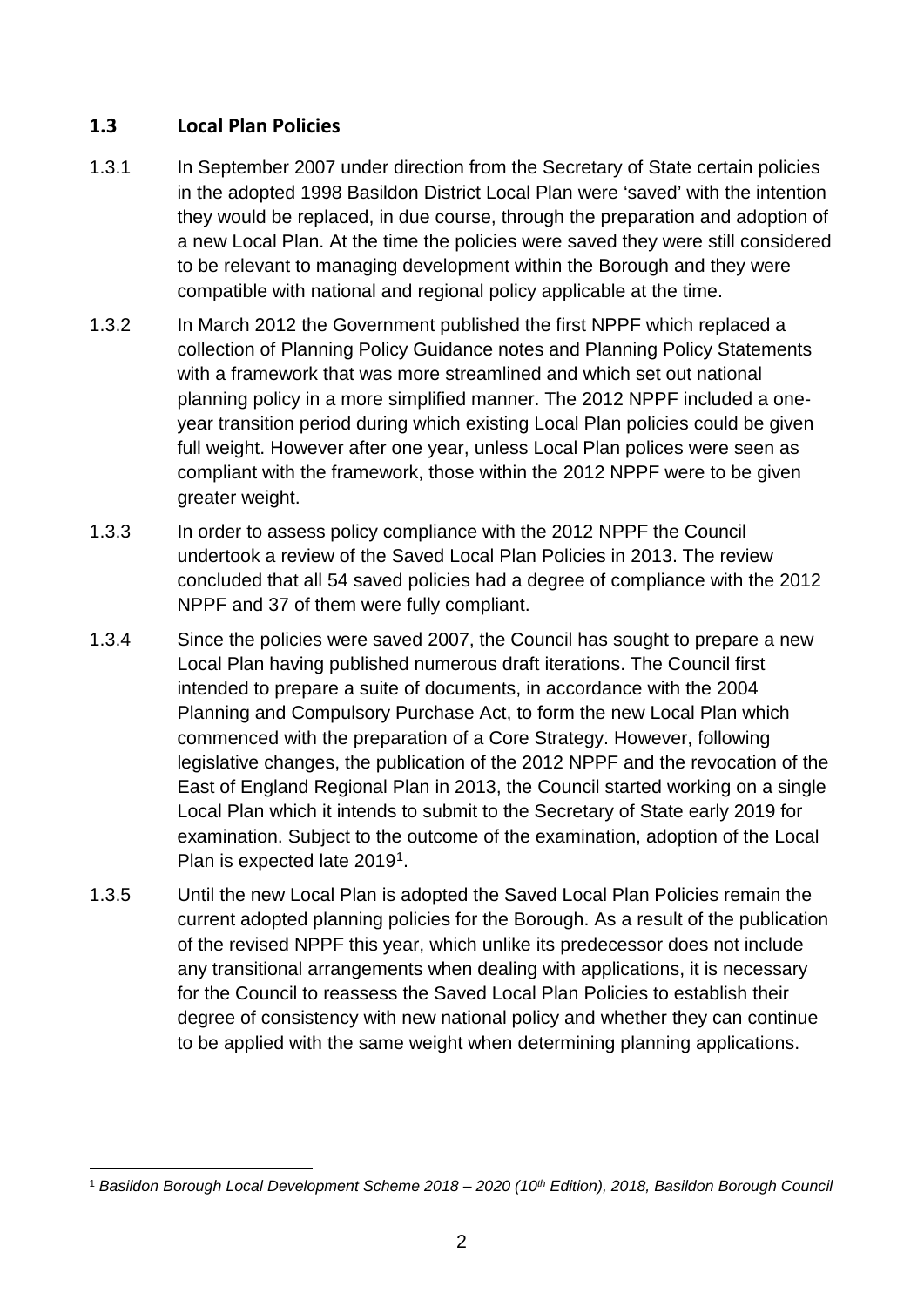## 1.3 Local Plan Policies

1.3.1 In September 2007 under direction from the Secretary of State certain policies in the adopted 1998 Basildon District Local Plan were 'saved' with the intention they would be replaced, in due course, through the preparation and adoption of a new Local Plan. At the time the policies were saved they were still considered to be relevant to managing development within the Borough and they were compatible with national and regional policy applicable at the time.

1.3.2 In March 2012 the Government published the first NPPF which replaced a collection of Planning Policy Guidance notes and Planning Policy Statements with a framework that was more streamlined and which set out national planning policy in a more simplified manner. The 2012 NPPF included a one-year transition period during which existing Local Plan policies could be given full weight. However after one year, unless Local Plan polices were seen as compliant with the framework, those within the 2012 NPPF were to be given greater weight.

1.3.3 In order to assess policy compliance with the 2012 NPPF the Council undertook a review of the Saved Local Plan Policies in 2013. The review concluded that all 54 saved policies had a degree of compliance with the 2012 NPPF and 37 of them were fully compliant.

1.3.4 Since the policies were saved 2007, the Council has sought to prepare a new Local Plan having published numerous draft iterations. The Council first intended to prepare a suite of documents, in accordance with the 2004 Planning and Compulsory Purchase Act, to form the new Local Plan which commenced with the preparation of a Core Strategy. However, following legislative changes, the publication of the 2012 NPPF and the revocation of the East of England Regional Plan in 2013, the Council started working on a single Local Plan which it intends to submit to the Secretary of State early 2019 for examination. Subject to the outcome of the examination, adoption of the Local Plan is expected late 2019[1].

1.3.5 Until the new Local Plan is adopted the Saved Local Plan Policies remain the current adopted planning policies for the Borough. As a result of the publication of the revised NPPF this year, which unlike its predecessor does not include any transitional arrangements when dealing with applications, it is necessary for the Council to reassess the Saved Local Plan Policies to establish their degree of consistency with new national policy and whether they can continue to be applied with the same weight when determining planning applications.

---

[1] *Basildon Borough Local Development Scheme 2018 – 2020 (10th Edition), 2018, Basildon Borough Council*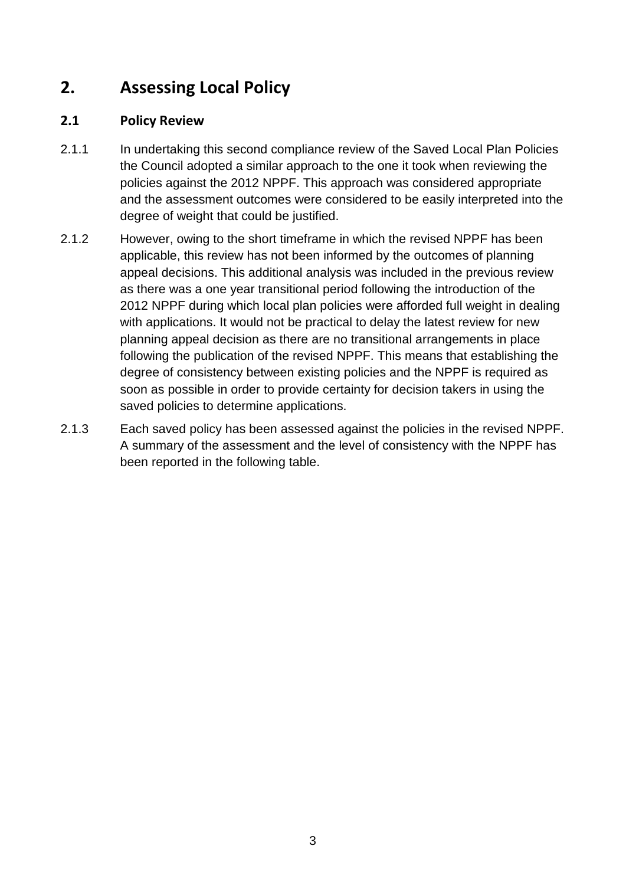# 2. Assessing Local Policy

## 2.1 Policy Review

2.1.1 In undertaking this second compliance review of the Saved Local Plan Policies the Council adopted a similar approach to the one it took when reviewing the policies against the 2012 NPPF. This approach was considered appropriate and the assessment outcomes were considered to be easily interpreted into the degree of weight that could be justified.

2.1.2 However, owing to the short timeframe in which the revised NPPF has been applicable, this review has not been informed by the outcomes of planning appeal decisions. This additional analysis was included in the previous review as there was a one year transitional period following the introduction of the 2012 NPPF during which local plan policies were afforded full weight in dealing with applications. It would not be practical to delay the latest review for new planning appeal decision as there are no transitional arrangements in place following the publication of the revised NPPF. This means that establishing the degree of consistency between existing policies and the NPPF is required as soon as possible in order to provide certainty for decision takers in using the saved policies to determine applications.

2.1.3 Each saved policy has been assessed against the policies in the revised NPPF. A summary of the assessment and the level of consistency with the NPPF has been reported in the following table.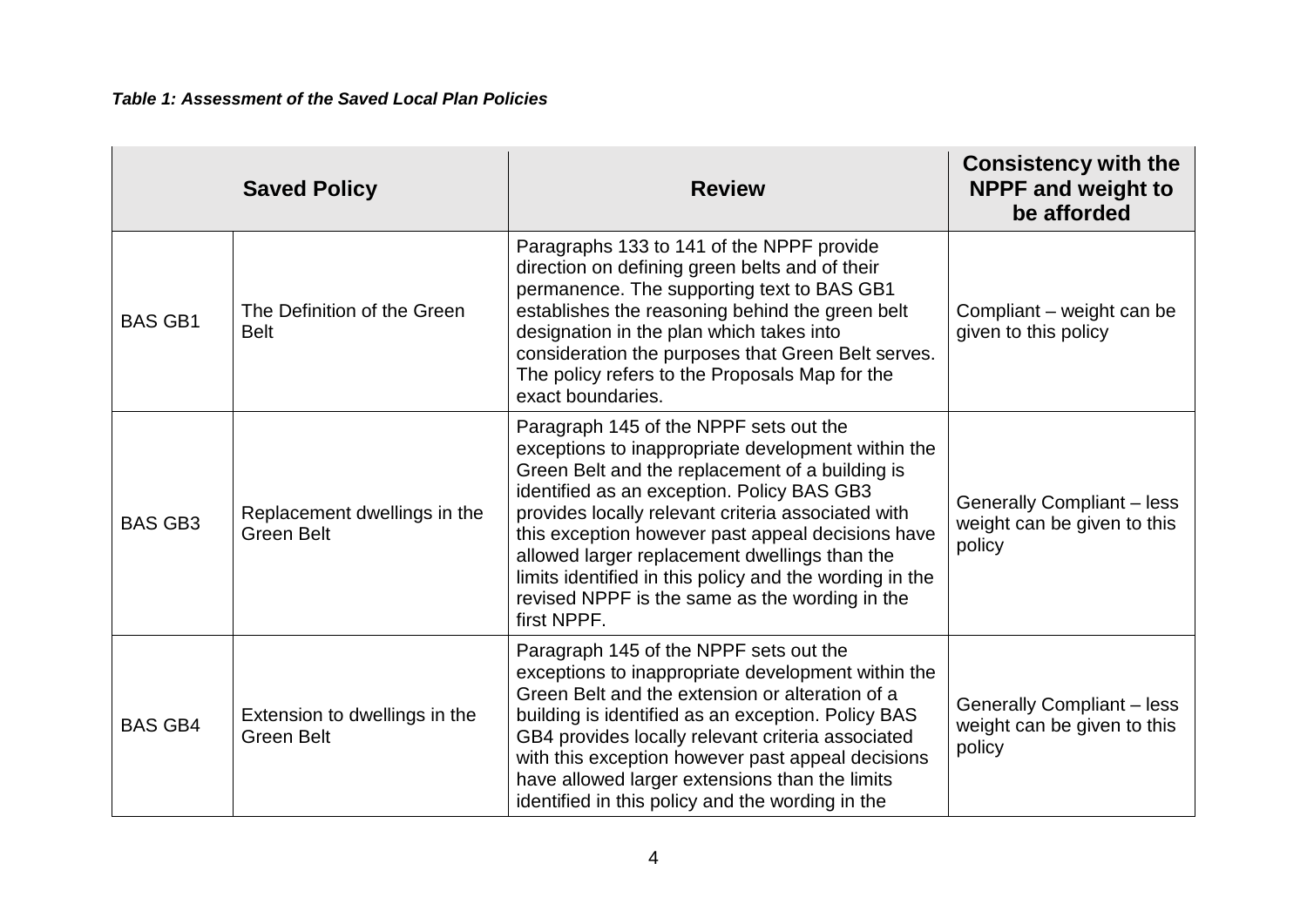***Table 1: Assessment of the Saved Local Plan Policies***

| Saved Policy | | Review | Consistency with the NPPF and weight to be afforded |
|---|---|---|---|
| BAS GB1 | The Definition of the Green Belt | Paragraphs 133 to 141 of the NPPF provide direction on defining green belts and of their permanence. The supporting text to BAS GB1 establishes the reasoning behind the green belt designation in the plan which takes into consideration the purposes that Green Belt serves. The policy refers to the Proposals Map for the exact boundaries. | Compliant – weight can be given to this policy |
| BAS GB3 | Replacement dwellings in the Green Belt | Paragraph 145 of the NPPF sets out the exceptions to inappropriate development within the Green Belt and the replacement of a building is identified as an exception. Policy BAS GB3 provides locally relevant criteria associated with this exception however past appeal decisions have allowed larger replacement dwellings than the limits identified in this policy and the wording in the revised NPPF is the same as the wording in the first NPPF. | Generally Compliant – less weight can be given to this policy |
| BAS GB4 | Extension to dwellings in the Green Belt | Paragraph 145 of the NPPF sets out the exceptions to inappropriate development within the Green Belt and the extension or alteration of a building is identified as an exception. Policy BAS GB4 provides locally relevant criteria associated with this exception however past appeal decisions have allowed larger extensions than the limits identified in this policy and the wording in the | Generally Compliant – less weight can be given to this policy |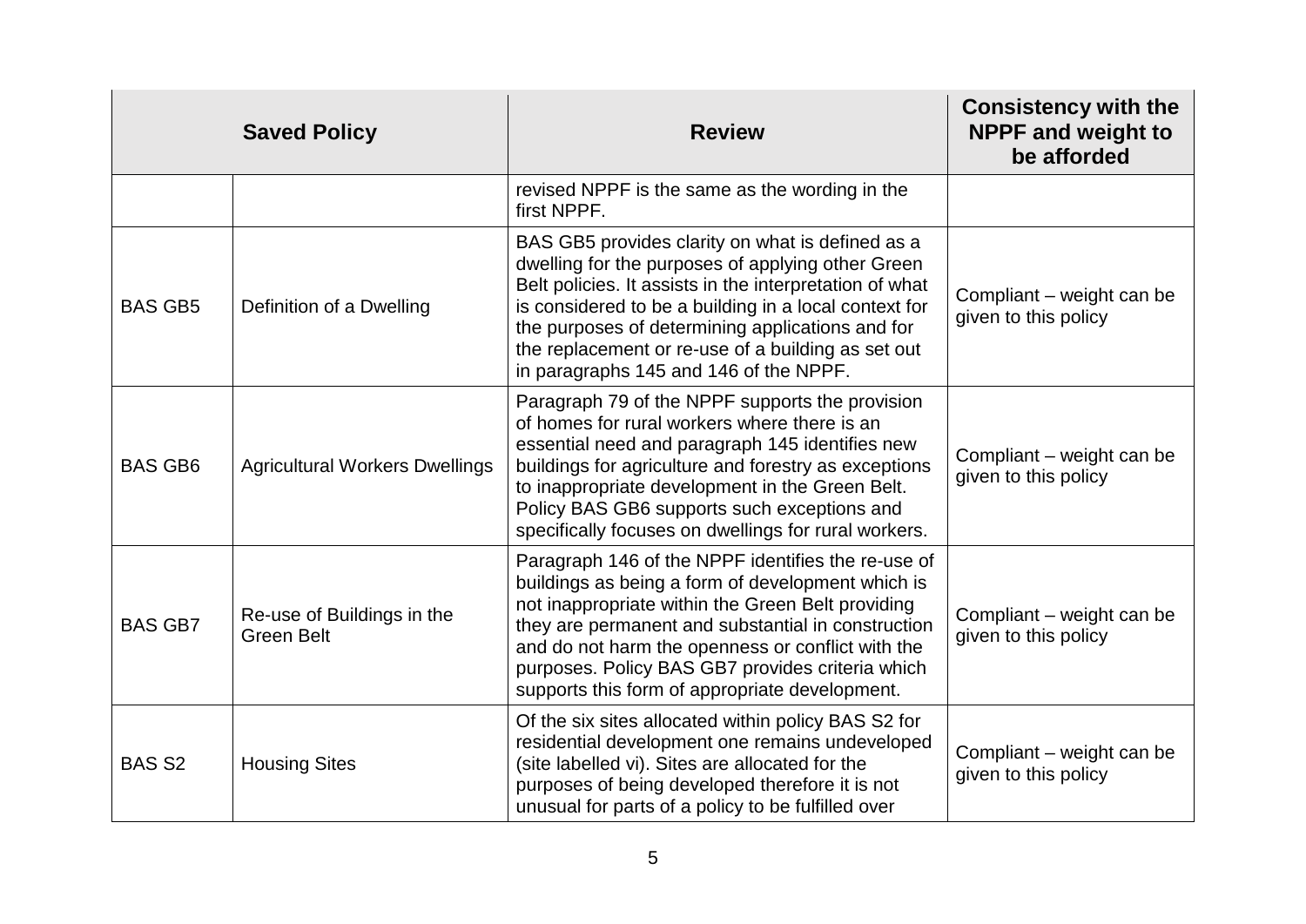| Saved Policy | | Review | Consistency with the NPPF and weight to be afforded |
|---|---|---|---|
| | | revised NPPF is the same as the wording in the first NPPF. | |
| BAS GB5 | Definition of a Dwelling | BAS GB5 provides clarity on what is defined as a dwelling for the purposes of applying other Green Belt policies. It assists in the interpretation of what is considered to be a building in a local context for the purposes of determining applications and for the replacement or re-use of a building as set out in paragraphs 145 and 146 of the NPPF. | Compliant – weight can be given to this policy |
| BAS GB6 | Agricultural Workers Dwellings | Paragraph 79 of the NPPF supports the provision of homes for rural workers where there is an essential need and paragraph 145 identifies new buildings for agriculture and forestry as exceptions to inappropriate development in the Green Belt. Policy BAS GB6 supports such exceptions and specifically focuses on dwellings for rural workers. | Compliant – weight can be given to this policy |
| BAS GB7 | Re-use of Buildings in the Green Belt | Paragraph 146 of the NPPF identifies the re-use of buildings as being a form of development which is not inappropriate within the Green Belt providing they are permanent and substantial in construction and do not harm the openness or conflict with the purposes. Policy BAS GB7 provides criteria which supports this form of appropriate development. | Compliant – weight can be given to this policy |
| BAS S2 | Housing Sites | Of the six sites allocated within policy BAS S2 for residential development one remains undeveloped (site labelled vi). Sites are allocated for the purposes of being developed therefore it is not unusual for parts of a policy to be fulfilled over | Compliant – weight can be given to this policy |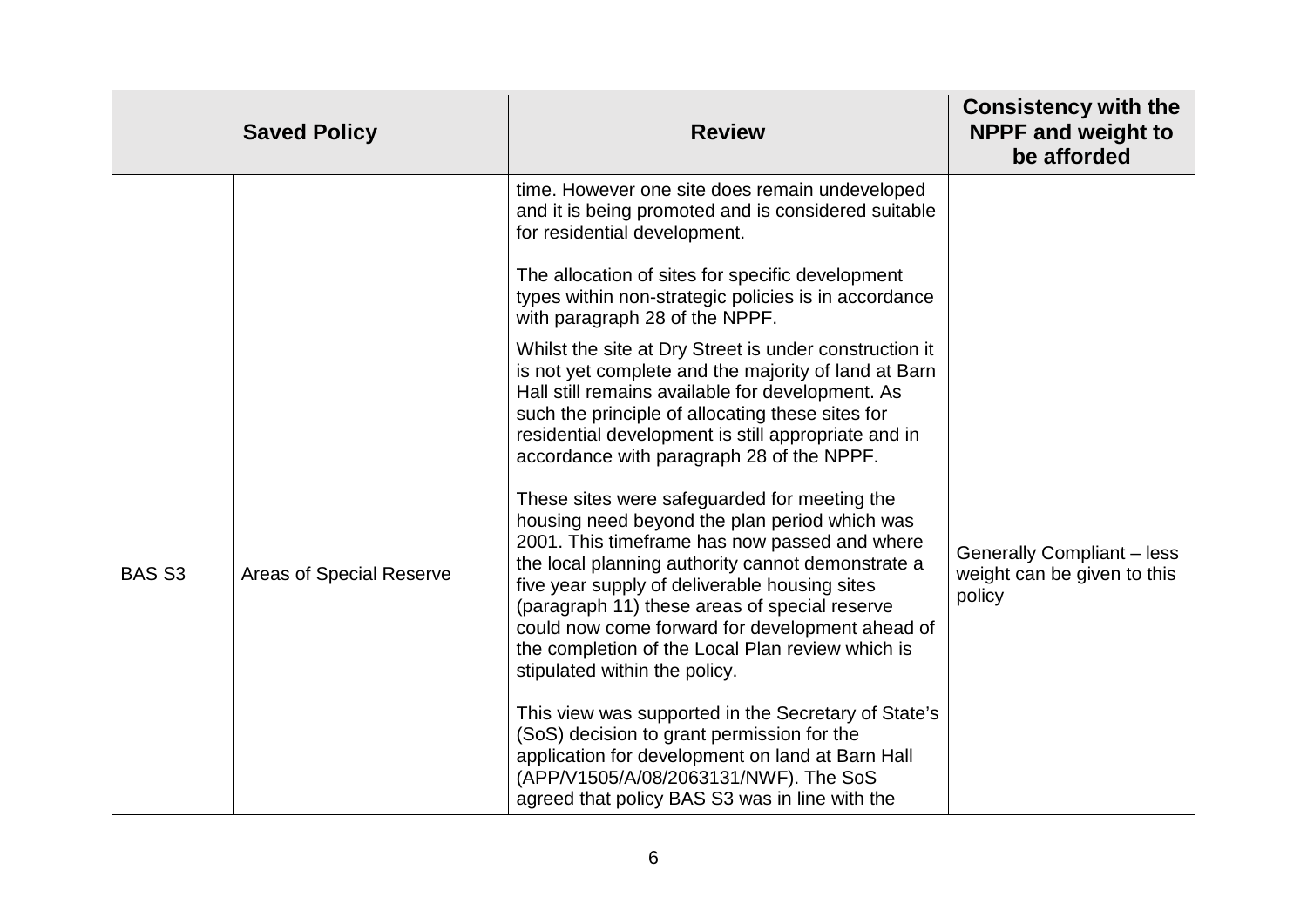| Saved Policy | | Review | Consistency with the NPPF and weight to be afforded |
|---|---|---|---|
| | | time. However one site does remain undeveloped and it is being promoted and is considered suitable for residential development.<br><br>The allocation of sites for specific development types within non-strategic policies is in accordance with paragraph 28 of the NPPF. | |
| BAS S3 | Areas of Special Reserve | Whilst the site at Dry Street is under construction it is not yet complete and the majority of land at Barn Hall still remains available for development. As such the principle of allocating these sites for residential development is still appropriate and in accordance with paragraph 28 of the NPPF.<br><br>These sites were safeguarded for meeting the housing need beyond the plan period which was 2001. This timeframe has now passed and where the local planning authority cannot demonstrate a five year supply of deliverable housing sites (paragraph 11) these areas of special reserve could now come forward for development ahead of the completion of the Local Plan review which is stipulated within the policy.<br><br>This view was supported in the Secretary of State's (SoS) decision to grant permission for the application for development on land at Barn Hall (APP/V1505/A/08/2063131/NWF). The SoS agreed that policy BAS S3 was in line with the | Generally Compliant – less weight can be given to this policy |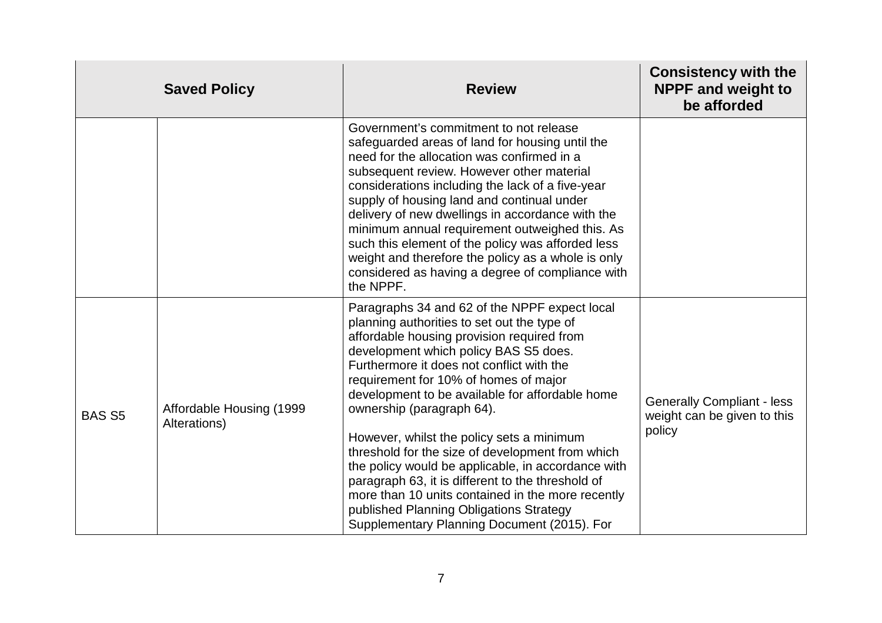| Saved Policy | | Review | Consistency with the NPPF and weight to be afforded |
|---|---|---|---|
| | | Government's commitment to not release safeguarded areas of land for housing until the need for the allocation was confirmed in a subsequent review. However other material considerations including the lack of a five-year supply of housing land and continual under delivery of new dwellings in accordance with the minimum annual requirement outweighed this. As such this element of the policy was afforded less weight and therefore the policy as a whole is only considered as having a degree of compliance with the NPPF. | |
| BAS S5 | Affordable Housing (1999 Alterations) | Paragraphs 34 and 62 of the NPPF expect local planning authorities to set out the type of affordable housing provision required from development which policy BAS S5 does. Furthermore it does not conflict with the requirement for 10% of homes of major development to be available for affordable home ownership (paragraph 64).<br><br>However, whilst the policy sets a minimum threshold for the size of development from which the policy would be applicable, in accordance with paragraph 63, it is different to the threshold of more than 10 units contained in the more recently published Planning Obligations Strategy Supplementary Planning Document (2015). For | Generally Compliant - less weight can be given to this policy |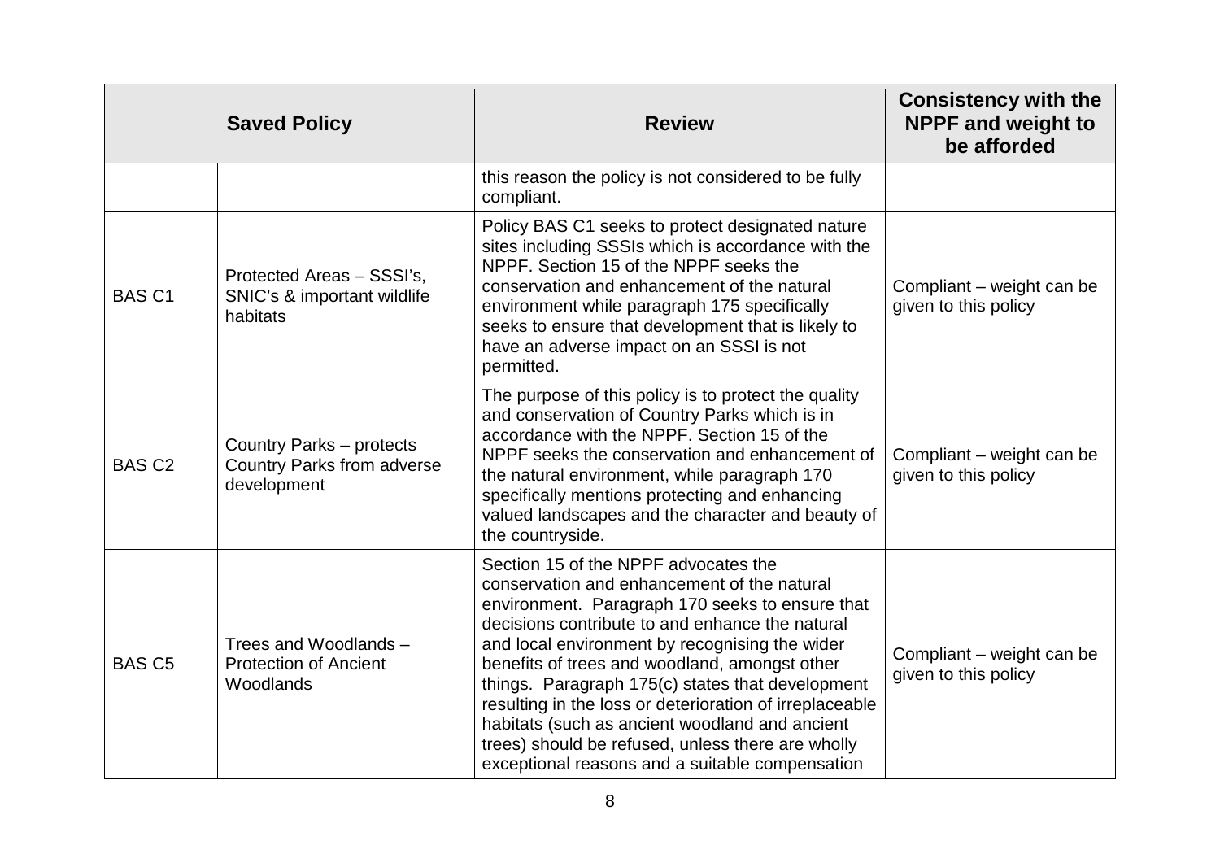| Saved Policy | | Review | Consistency with the NPPF and weight to be afforded |
|---|---|---|---|
| | | this reason the policy is not considered to be fully compliant. | |
| BAS C1 | Protected Areas – SSSI's, SNIC's & important wildlife habitats | Policy BAS C1 seeks to protect designated nature sites including SSSIs which is accordance with the NPPF. Section 15 of the NPPF seeks the conservation and enhancement of the natural environment while paragraph 175 specifically seeks to ensure that development that is likely to have an adverse impact on an SSSI is not permitted. | Compliant – weight can be given to this policy |
| BAS C2 | Country Parks – protects Country Parks from adverse development | The purpose of this policy is to protect the quality and conservation of Country Parks which is in accordance with the NPPF. Section 15 of the NPPF seeks the conservation and enhancement of the natural environment, while paragraph 170 specifically mentions protecting and enhancing valued landscapes and the character and beauty of the countryside. | Compliant – weight can be given to this policy |
| BAS C5 | Trees and Woodlands – Protection of Ancient Woodlands | Section 15 of the NPPF advocates the conservation and enhancement of the natural environment. Paragraph 170 seeks to ensure that decisions contribute to and enhance the natural and local environment by recognising the wider benefits of trees and woodland, amongst other things. Paragraph 175(c) states that development resulting in the loss or deterioration of irreplaceable habitats (such as ancient woodland and ancient trees) should be refused, unless there are wholly exceptional reasons and a suitable compensation | Compliant – weight can be given to this policy |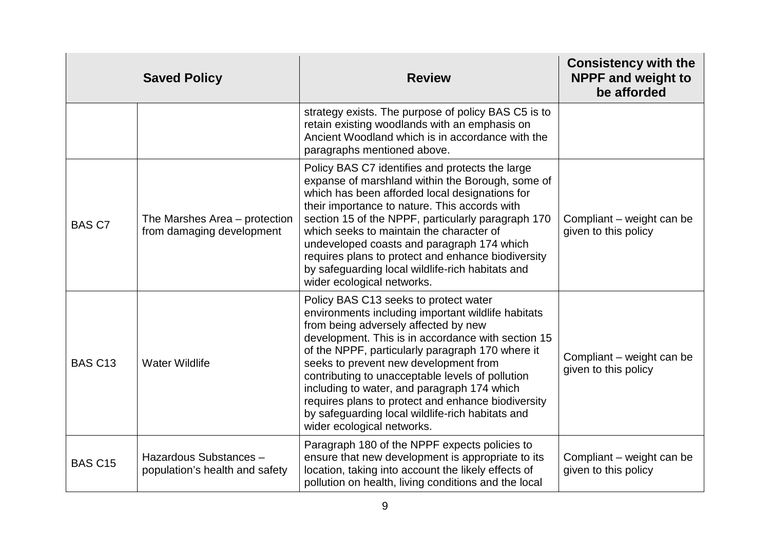| Saved Policy | | Review | Consistency with the NPPF and weight to be afforded |
| --- | --- | --- | --- |
| | | strategy exists. The purpose of policy BAS C5 is to retain existing woodlands with an emphasis on Ancient Woodland which is in accordance with the paragraphs mentioned above. | |
| BAS C7 | The Marshes Area – protection from damaging development | Policy BAS C7 identifies and protects the large expanse of marshland within the Borough, some of which has been afforded local designations for their importance to nature. This accords with section 15 of the NPPF, particularly paragraph 170 which seeks to maintain the character of undeveloped coasts and paragraph 174 which requires plans to protect and enhance biodiversity by safeguarding local wildlife-rich habitats and wider ecological networks. | Compliant – weight can be given to this policy |
| BAS C13 | Water Wildlife | Policy BAS C13 seeks to protect water environments including important wildlife habitats from being adversely affected by new development. This is in accordance with section 15 of the NPPF, particularly paragraph 170 where it seeks to prevent new development from contributing to unacceptable levels of pollution including to water, and paragraph 174 which requires plans to protect and enhance biodiversity by safeguarding local wildlife-rich habitats and wider ecological networks. | Compliant – weight can be given to this policy |
| BAS C15 | Hazardous Substances – population's health and safety | Paragraph 180 of the NPPF expects policies to ensure that new development is appropriate to its location, taking into account the likely effects of pollution on health, living conditions and the local | Compliant – weight can be given to this policy |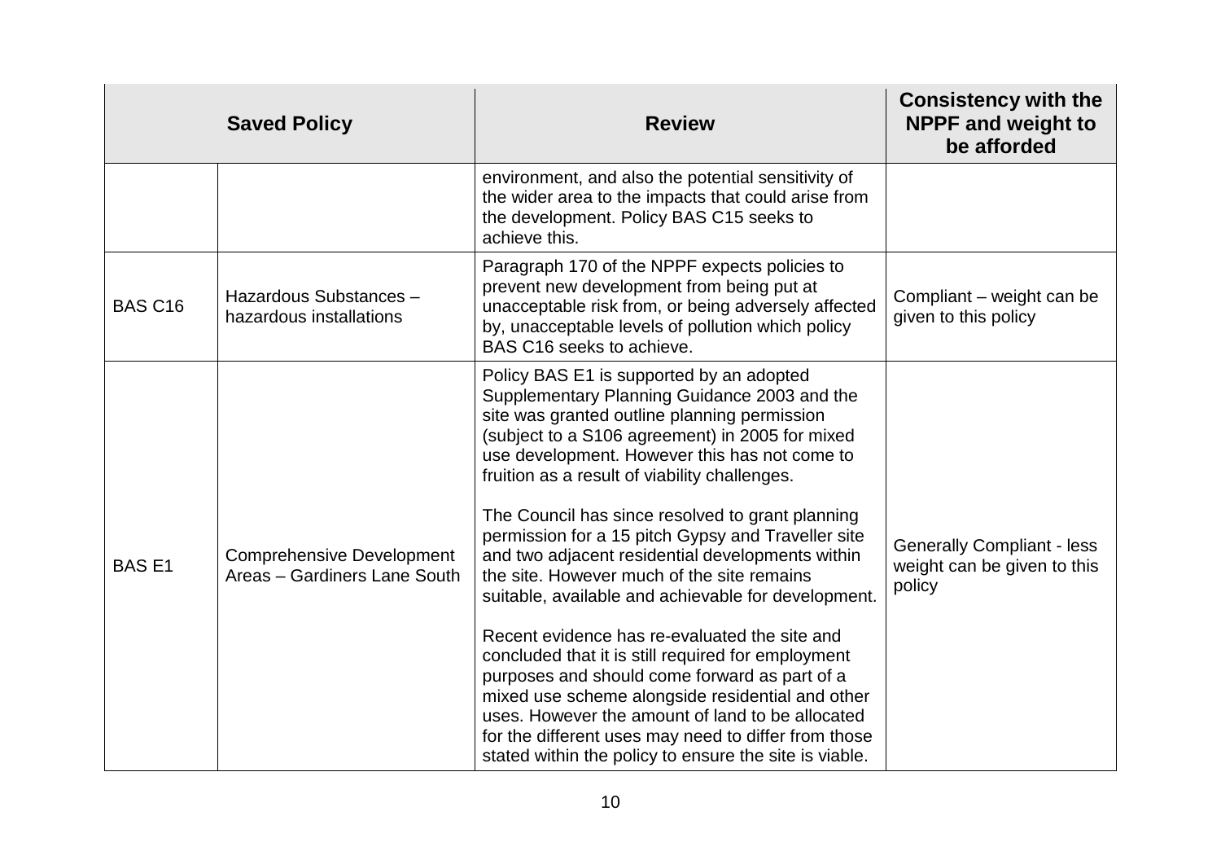| Saved Policy | | Review | Consistency with the NPPF and weight to be afforded |
|---|---|---|---|
| | | environment, and also the potential sensitivity of the wider area to the impacts that could arise from the development. Policy BAS C15 seeks to achieve this. | |
| BAS C16 | Hazardous Substances – hazardous installations | Paragraph 170 of the NPPF expects policies to prevent new development from being put at unacceptable risk from, or being adversely affected by, unacceptable levels of pollution which policy BAS C16 seeks to achieve. | Compliant – weight can be given to this policy |
| BAS E1 | Comprehensive Development Areas – Gardiners Lane South | Policy BAS E1 is supported by an adopted Supplementary Planning Guidance 2003 and the site was granted outline planning permission (subject to a S106 agreement) in 2005 for mixed use development. However this has not come to fruition as a result of viability challenges.<br><br>The Council has since resolved to grant planning permission for a 15 pitch Gypsy and Traveller site and two adjacent residential developments within the site. However much of the site remains suitable, available and achievable for development.<br><br>Recent evidence has re-evaluated the site and concluded that it is still required for employment purposes and should come forward as part of a mixed use scheme alongside residential and other uses. However the amount of land to be allocated for the different uses may need to differ from those stated within the policy to ensure the site is viable. | Generally Compliant - less weight can be given to this policy |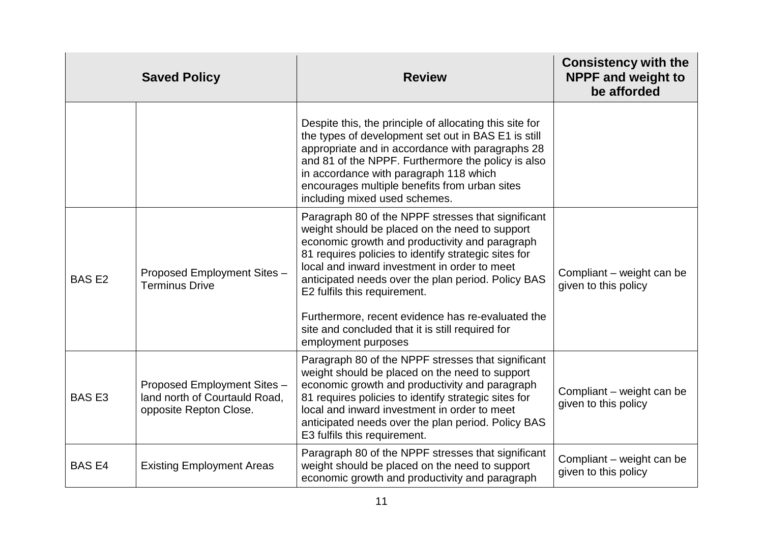| Saved Policy | | Review | Consistency with the NPPF and weight to be afforded |
|---|---|---|---|
| | | Despite this, the principle of allocating this site for the types of development set out in BAS E1 is still appropriate and in accordance with paragraphs 28 and 81 of the NPPF. Furthermore the policy is also in accordance with paragraph 118 which encourages multiple benefits from urban sites including mixed used schemes. | |
| BAS E2 | Proposed Employment Sites – Terminus Drive | Paragraph 80 of the NPPF stresses that significant weight should be placed on the need to support economic growth and productivity and paragraph 81 requires policies to identify strategic sites for local and inward investment in order to meet anticipated needs over the plan period. Policy BAS E2 fulfils this requirement.<br><br>Furthermore, recent evidence has re-evaluated the site and concluded that it is still required for employment purposes | Compliant – weight can be given to this policy |
| BAS E3 | Proposed Employment Sites – land north of Courtauld Road, opposite Repton Close. | Paragraph 80 of the NPPF stresses that significant weight should be placed on the need to support economic growth and productivity and paragraph 81 requires policies to identify strategic sites for local and inward investment in order to meet anticipated needs over the plan period. Policy BAS E3 fulfils this requirement. | Compliant – weight can be given to this policy |
| BAS E4 | Existing Employment Areas | Paragraph 80 of the NPPF stresses that significant weight should be placed on the need to support economic growth and productivity and paragraph | Compliant – weight can be given to this policy |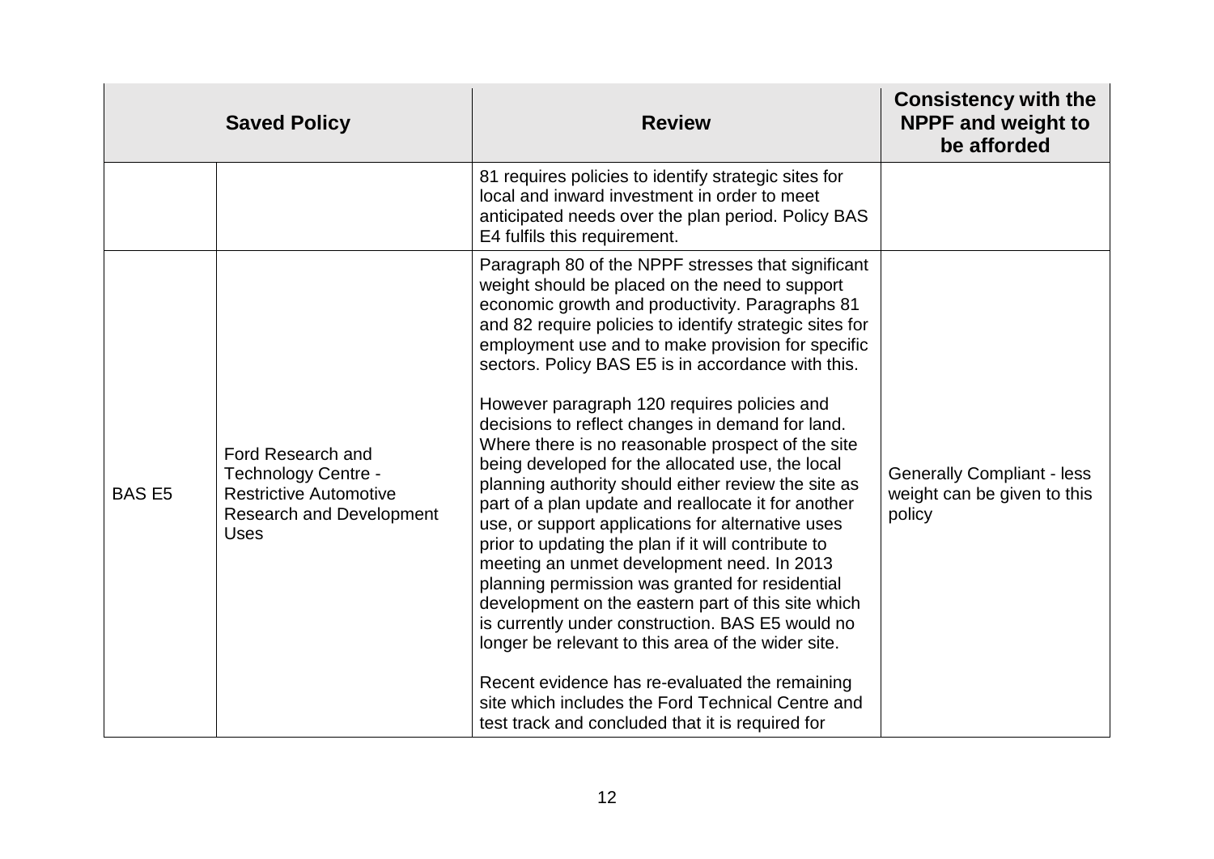| Saved Policy | | Review | Consistency with the NPPF and weight to be afforded |
|---|---|---|---|
| | | 81 requires policies to identify strategic sites for local and inward investment in order to meet anticipated needs over the plan period. Policy BAS E4 fulfils this requirement. | |
| BAS E5 | Ford Research and Technology Centre - Restrictive Automotive Research and Development Uses | Paragraph 80 of the NPPF stresses that significant weight should be placed on the need to support economic growth and productivity. Paragraphs 81 and 82 require policies to identify strategic sites for employment use and to make provision for specific sectors. Policy BAS E5 is in accordance with this.<br><br>However paragraph 120 requires policies and decisions to reflect changes in demand for land. Where there is no reasonable prospect of the site being developed for the allocated use, the local planning authority should either review the site as part of a plan update and reallocate it for another use, or support applications for alternative uses prior to updating the plan if it will contribute to meeting an unmet development need. In 2013 planning permission was granted for residential development on the eastern part of this site which is currently under construction. BAS E5 would no longer be relevant to this area of the wider site.<br><br>Recent evidence has re-evaluated the remaining site which includes the Ford Technical Centre and test track and concluded that it is required for | Generally Compliant - less weight can be given to this policy |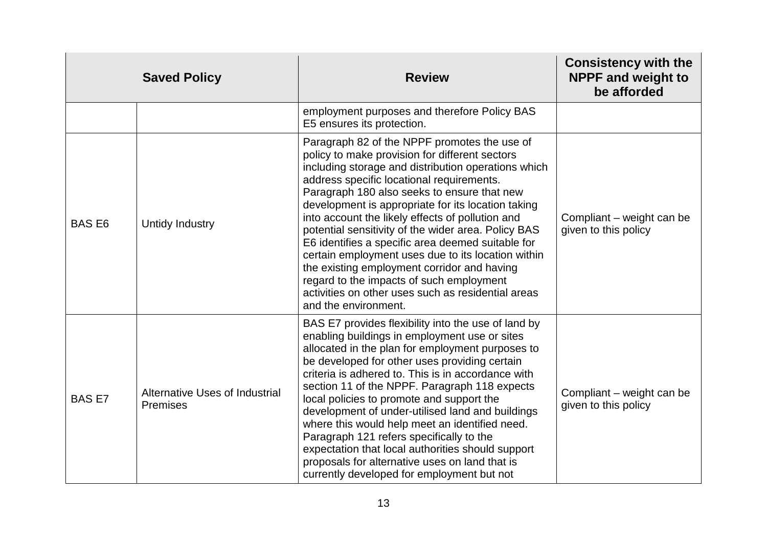| Saved Policy | | Review | Consistency with the NPPF and weight to be afforded |
|---|---|---|---|
| | | employment purposes and therefore Policy BAS E5 ensures its protection. | |
| BAS E6 | Untidy Industry | Paragraph 82 of the NPPF promotes the use of policy to make provision for different sectors including storage and distribution operations which address specific locational requirements. Paragraph 180 also seeks to ensure that new development is appropriate for its location taking into account the likely effects of pollution and potential sensitivity of the wider area. Policy BAS E6 identifies a specific area deemed suitable for certain employment uses due to its location within the existing employment corridor and having regard to the impacts of such employment activities on other uses such as residential areas and the environment. | Compliant – weight can be given to this policy |
| BAS E7 | Alternative Uses of Industrial Premises | BAS E7 provides flexibility into the use of land by enabling buildings in employment use or sites allocated in the plan for employment purposes to be developed for other uses providing certain criteria is adhered to. This is in accordance with section 11 of the NPPF. Paragraph 118 expects local policies to promote and support the development of under-utilised land and buildings where this would help meet an identified need. Paragraph 121 refers specifically to the expectation that local authorities should support proposals for alternative uses on land that is currently developed for employment but not | Compliant – weight can be given to this policy |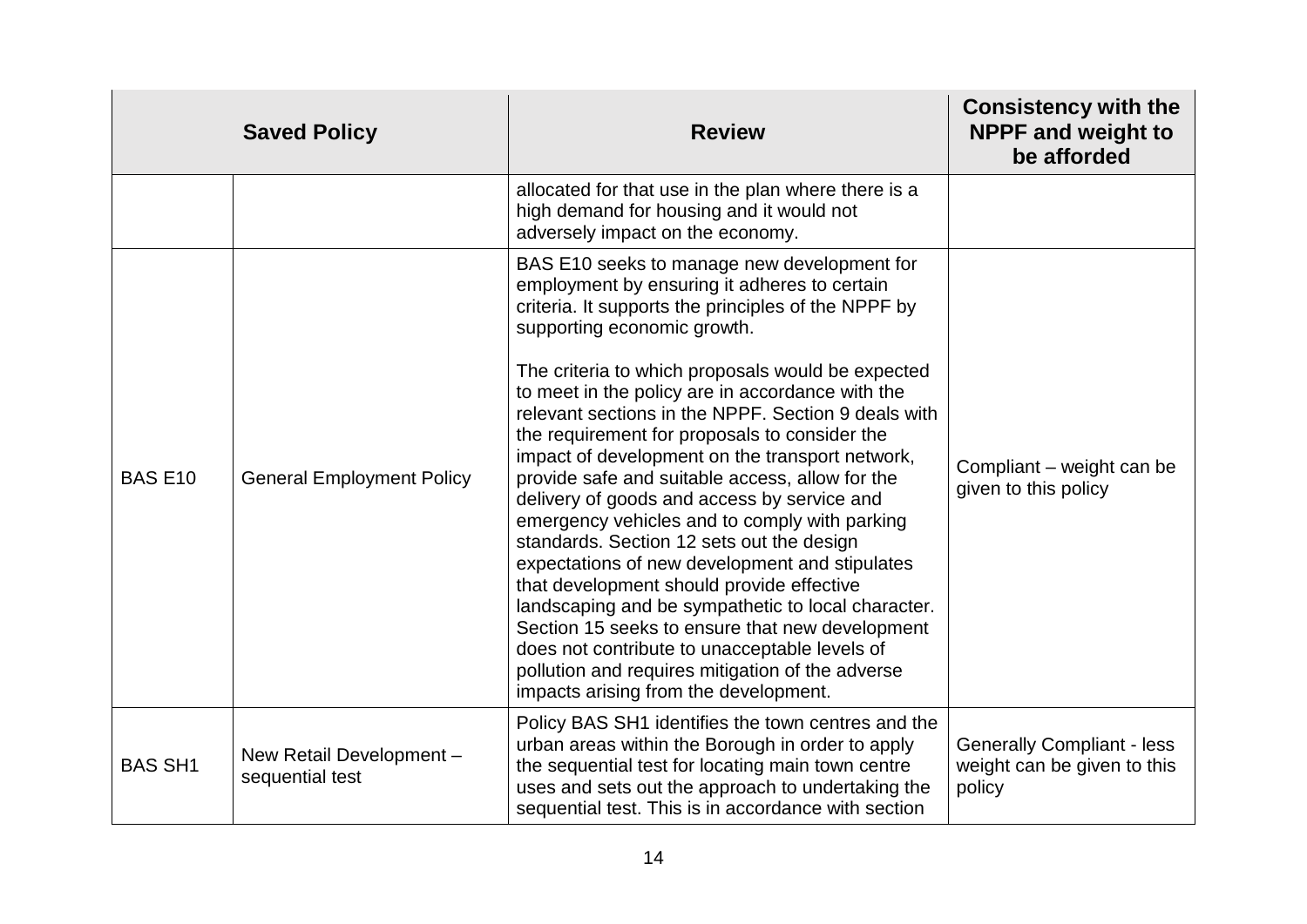| Saved Policy | | Review | Consistency with the NPPF and weight to be afforded |
|---|---|---|---|
| | | allocated for that use in the plan where there is a high demand for housing and it would not adversely impact on the economy. | |
| BAS E10 | General Employment Policy | BAS E10 seeks to manage new development for employment by ensuring it adheres to certain criteria. It supports the principles of the NPPF by supporting economic growth.<br><br>The criteria to which proposals would be expected to meet in the policy are in accordance with the relevant sections in the NPPF. Section 9 deals with the requirement for proposals to consider the impact of development on the transport network, provide safe and suitable access, allow for the delivery of goods and access by service and emergency vehicles and to comply with parking standards. Section 12 sets out the design expectations of new development and stipulates that development should provide effective landscaping and be sympathetic to local character. Section 15 seeks to ensure that new development does not contribute to unacceptable levels of pollution and requires mitigation of the adverse impacts arising from the development. | Compliant – weight can be given to this policy |
| BAS SH1 | New Retail Development – sequential test | Policy BAS SH1 identifies the town centres and the urban areas within the Borough in order to apply the sequential test for locating main town centre uses and sets out the approach to undertaking the sequential test. This is in accordance with section | Generally Compliant - less weight can be given to this policy |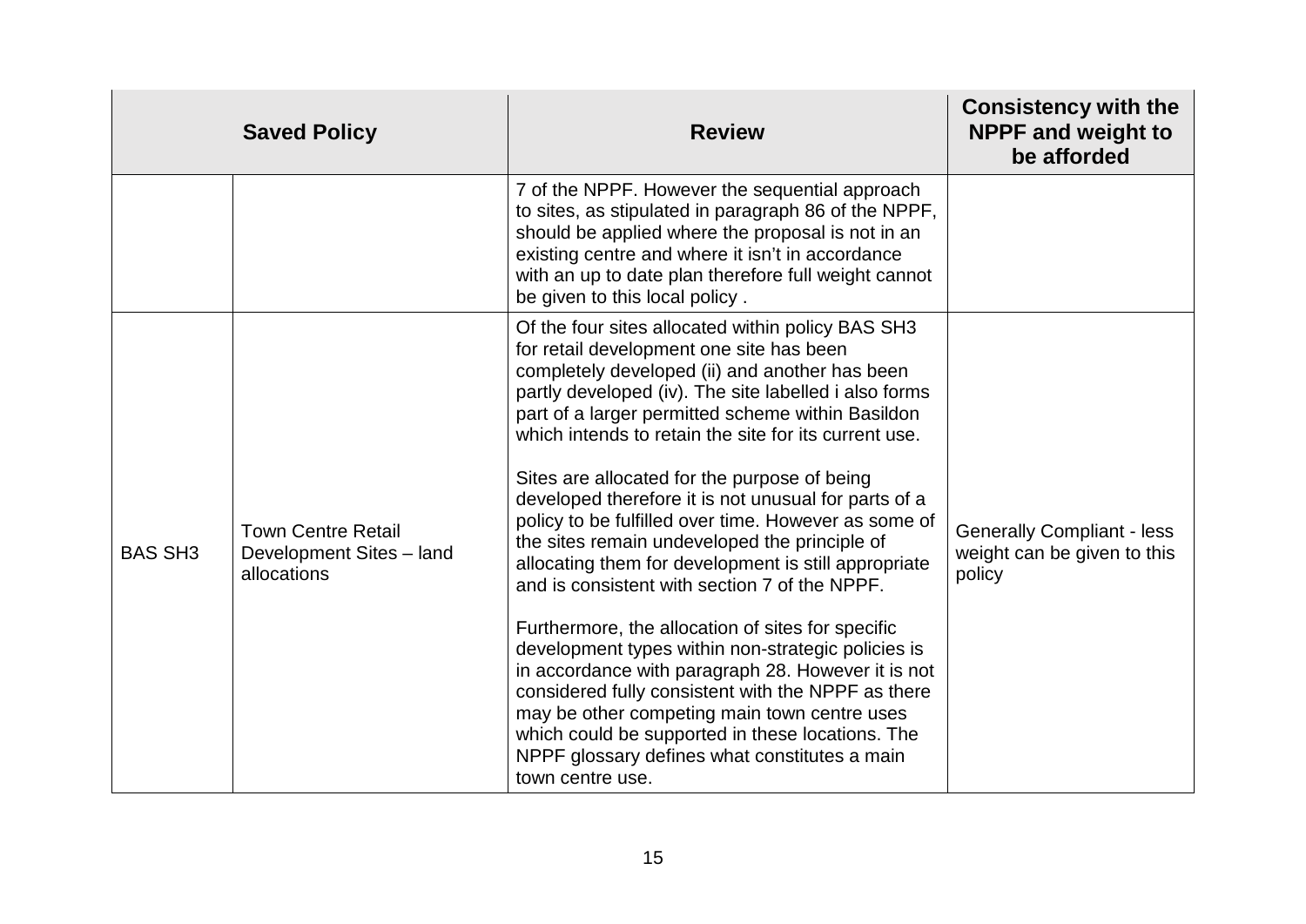| Saved Policy | | Review | Consistency with the NPPF and weight to be afforded |
|---|---|---|---|
| | | 7 of the NPPF. However the sequential approach to sites, as stipulated in paragraph 86 of the NPPF, should be applied where the proposal is not in an existing centre and where it isn't in accordance with an up to date plan therefore full weight cannot be given to this local policy . | |
| BAS SH3 | Town Centre Retail Development Sites – land allocations | Of the four sites allocated within policy BAS SH3 for retail development one site has been completely developed (ii) and another has been partly developed (iv). The site labelled i also forms part of a larger permitted scheme within Basildon which intends to retain the site for its current use.<br><br>Sites are allocated for the purpose of being developed therefore it is not unusual for parts of a policy to be fulfilled over time. However as some of the sites remain undeveloped the principle of allocating them for development is still appropriate and is consistent with section 7 of the NPPF.<br><br>Furthermore, the allocation of sites for specific development types within non-strategic policies is in accordance with paragraph 28. However it is not considered fully consistent with the NPPF as there may be other competing main town centre uses which could be supported in these locations. The NPPF glossary defines what constitutes a main town centre use. | Generally Compliant - less weight can be given to this policy |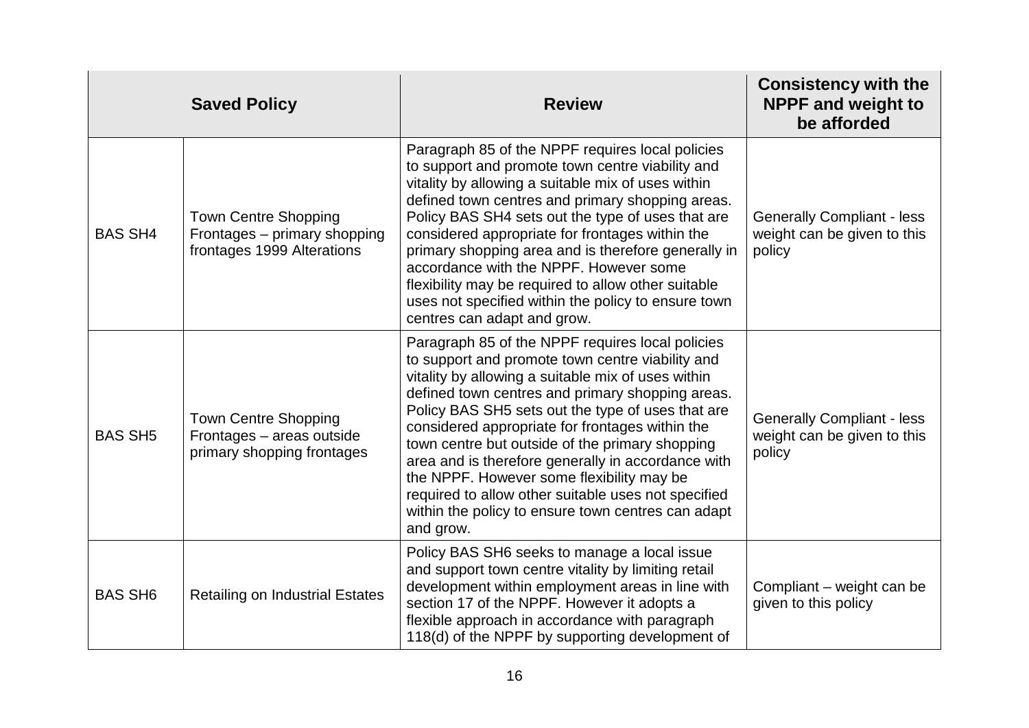| Saved Policy | | Review | Consistency with the NPPF and weight to be afforded |
|---|---|---|---|
| BAS SH4 | Town Centre Shopping Frontages – primary shopping frontages 1999 Alterations | Paragraph 85 of the NPPF requires local policies to support and promote town centre viability and vitality by allowing a suitable mix of uses within defined town centres and primary shopping areas. Policy BAS SH4 sets out the type of uses that are considered appropriate for frontages within the primary shopping area and is therefore generally in accordance with the NPPF. However some flexibility may be required to allow other suitable uses not specified within the policy to ensure town centres can adapt and grow. | Generally Compliant - less weight can be given to this policy |
| BAS SH5 | Town Centre Shopping Frontages – areas outside primary shopping frontages | Paragraph 85 of the NPPF requires local policies to support and promote town centre viability and vitality by allowing a suitable mix of uses within defined town centres and primary shopping areas. Policy BAS SH5 sets out the type of uses that are considered appropriate for frontages within the town centre but outside of the primary shopping area and is therefore generally in accordance with the NPPF. However some flexibility may be required to allow other suitable uses not specified within the policy to ensure town centres can adapt and grow. | Generally Compliant - less weight can be given to this policy |
| BAS SH6 | Retailing on Industrial Estates | Policy BAS SH6 seeks to manage a local issue and support town centre vitality by limiting retail development within employment areas in line with section 17 of the NPPF. However it adopts a flexible approach in accordance with paragraph 118(d) of the NPPF by supporting development of | Compliant – weight can be given to this policy |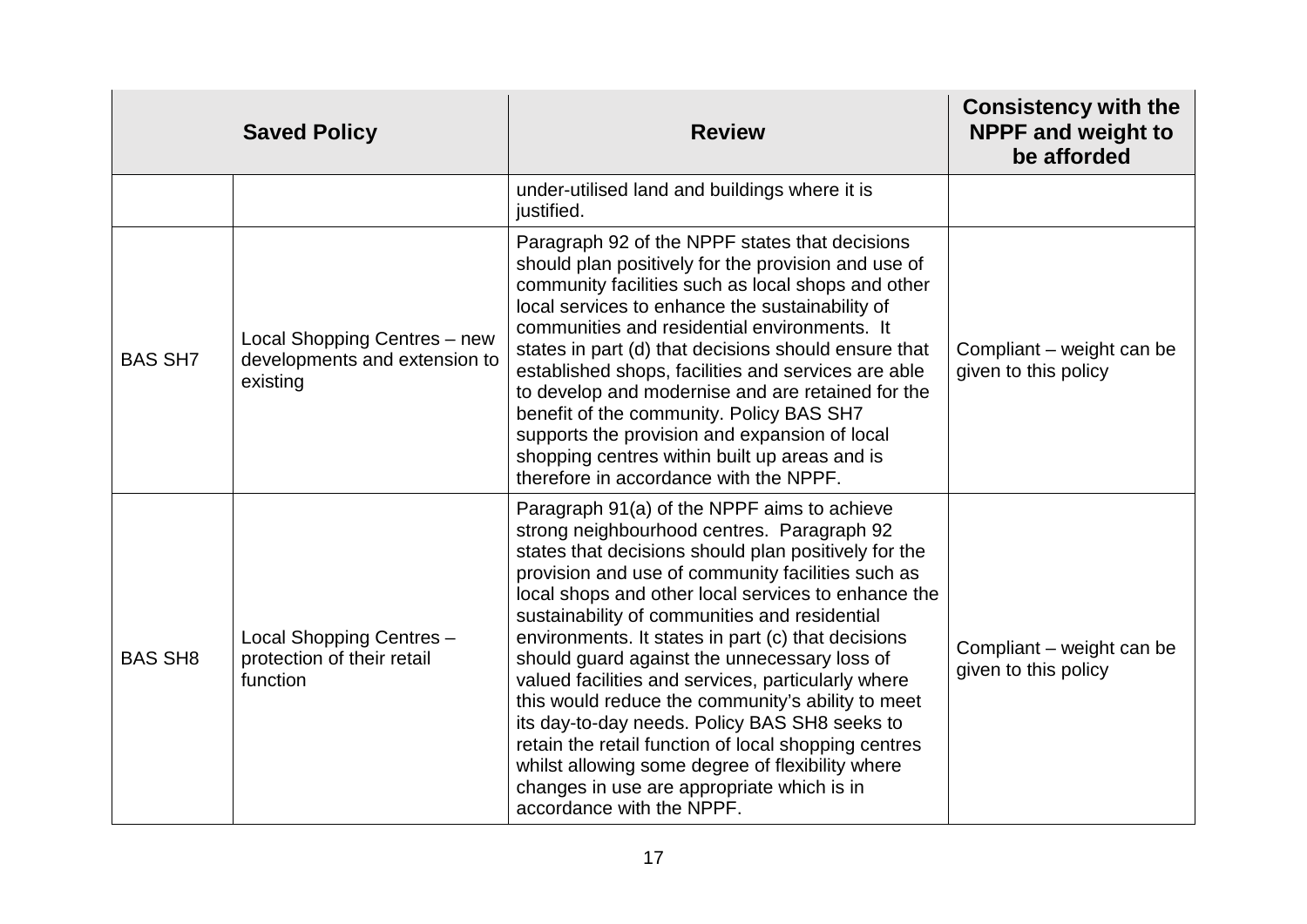| Saved Policy | | Review | Consistency with the NPPF and weight to be afforded |
|---|---|---|---|
| | | under-utilised land and buildings where it is justified. | |
| BAS SH7 | Local Shopping Centres – new developments and extension to existing | Paragraph 92 of the NPPF states that decisions should plan positively for the provision and use of community facilities such as local shops and other local services to enhance the sustainability of communities and residential environments. It states in part (d) that decisions should ensure that established shops, facilities and services are able to develop and modernise and are retained for the benefit of the community. Policy BAS SH7 supports the provision and expansion of local shopping centres within built up areas and is therefore in accordance with the NPPF. | Compliant – weight can be given to this policy |
| BAS SH8 | Local Shopping Centres – protection of their retail function | Paragraph 91(a) of the NPPF aims to achieve strong neighbourhood centres. Paragraph 92 states that decisions should plan positively for the provision and use of community facilities such as local shops and other local services to enhance the sustainability of communities and residential environments. It states in part (c) that decisions should guard against the unnecessary loss of valued facilities and services, particularly where this would reduce the community's ability to meet its day-to-day needs. Policy BAS SH8 seeks to retain the retail function of local shopping centres whilst allowing some degree of flexibility where changes in use are appropriate which is in accordance with the NPPF. | Compliant – weight can be given to this policy |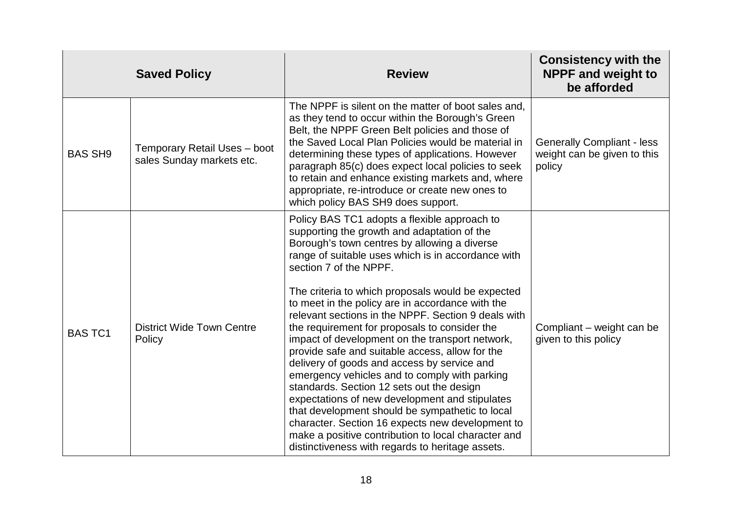| Saved Policy | | Review | Consistency with the NPPF and weight to be afforded |
|---|---|---|---|
| BAS SH9 | Temporary Retail Uses – boot sales Sunday markets etc. | The NPPF is silent on the matter of boot sales and, as they tend to occur within the Borough's Green Belt, the NPPF Green Belt policies and those of the Saved Local Plan Policies would be material in determining these types of applications. However paragraph 85(c) does expect local policies to seek to retain and enhance existing markets and, where appropriate, re-introduce or create new ones to which policy BAS SH9 does support. | Generally Compliant - less weight can be given to this policy |
| BAS TC1 | District Wide Town Centre Policy | Policy BAS TC1 adopts a flexible approach to supporting the growth and adaptation of the Borough's town centres by allowing a diverse range of suitable uses which is in accordance with section 7 of the NPPF.<br><br>The criteria to which proposals would be expected to meet in the policy are in accordance with the relevant sections in the NPPF. Section 9 deals with the requirement for proposals to consider the impact of development on the transport network, provide safe and suitable access, allow for the delivery of goods and access by service and emergency vehicles and to comply with parking standards. Section 12 sets out the design expectations of new development and stipulates that development should be sympathetic to local character. Section 16 expects new development to make a positive contribution to local character and distinctiveness with regards to heritage assets. | Compliant – weight can be given to this policy |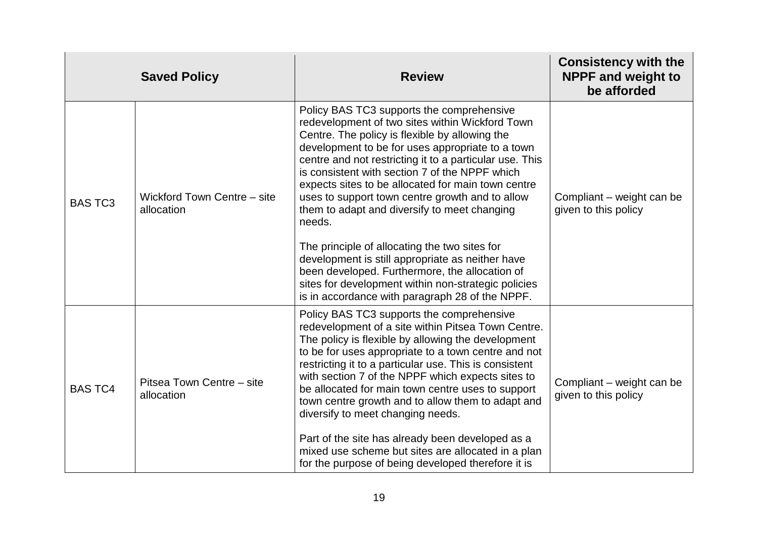| Saved Policy | | Review | Consistency with the NPPF and weight to be afforded |
|---|---|---|---|
| BAS TC3 | Wickford Town Centre – site allocation | Policy BAS TC3 supports the comprehensive redevelopment of two sites within Wickford Town Centre. The policy is flexible by allowing the development to be for uses appropriate to a town centre and not restricting it to a particular use. This is consistent with section 7 of the NPPF which expects sites to be allocated for main town centre uses to support town centre growth and to allow them to adapt and diversify to meet changing needs.<br><br>The principle of allocating the two sites for development is still appropriate as neither have been developed. Furthermore, the allocation of sites for development within non-strategic policies is in accordance with paragraph 28 of the NPPF. | Compliant – weight can be given to this policy |
| BAS TC4 | Pitsea Town Centre – site allocation | Policy BAS TC3 supports the comprehensive redevelopment of a site within Pitsea Town Centre. The policy is flexible by allowing the development to be for uses appropriate to a town centre and not restricting it to a particular use. This is consistent with section 7 of the NPPF which expects sites to be allocated for main town centre uses to support town centre growth and to allow them to adapt and diversify to meet changing needs.<br><br>Part of the site has already been developed as a mixed use scheme but sites are allocated in a plan for the purpose of being developed therefore it is | Compliant – weight can be given to this policy |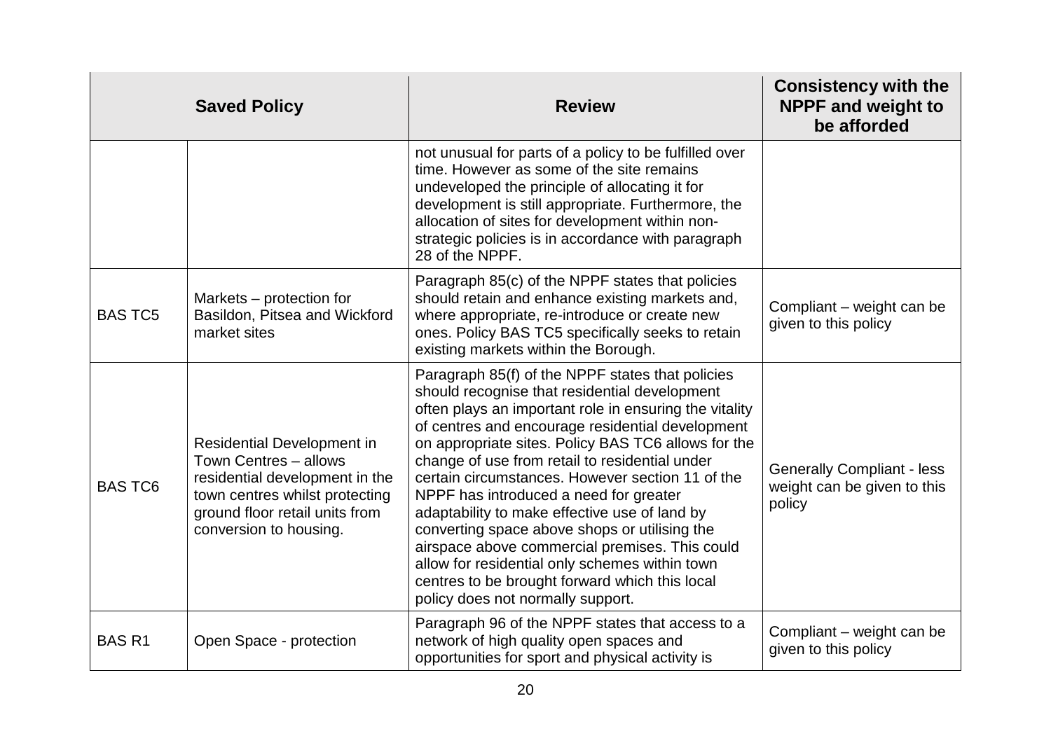| Saved Policy | | Review | Consistency with the NPPF and weight to be afforded |
|---|---|---|---|
| | | not unusual for parts of a policy to be fulfilled over time. However as some of the site remains undeveloped the principle of allocating it for development is still appropriate. Furthermore, the allocation of sites for development within non-strategic policies is in accordance with paragraph 28 of the NPPF. | |
| BAS TC5 | Markets – protection for Basildon, Pitsea and Wickford market sites | Paragraph 85(c) of the NPPF states that policies should retain and enhance existing markets and, where appropriate, re-introduce or create new ones. Policy BAS TC5 specifically seeks to retain existing markets within the Borough. | Compliant – weight can be given to this policy |
| BAS TC6 | Residential Development in Town Centres – allows residential development in the town centres whilst protecting ground floor retail units from conversion to housing. | Paragraph 85(f) of the NPPF states that policies should recognise that residential development often plays an important role in ensuring the vitality of centres and encourage residential development on appropriate sites. Policy BAS TC6 allows for the change of use from retail to residential under certain circumstances. However section 11 of the NPPF has introduced a need for greater adaptability to make effective use of land by converting space above shops or utilising the airspace above commercial premises. This could allow for residential only schemes within town centres to be brought forward which this local policy does not normally support. | Generally Compliant - less weight can be given to this policy |
| BAS R1 | Open Space - protection | Paragraph 96 of the NPPF states that access to a network of high quality open spaces and opportunities for sport and physical activity is | Compliant – weight can be given to this policy |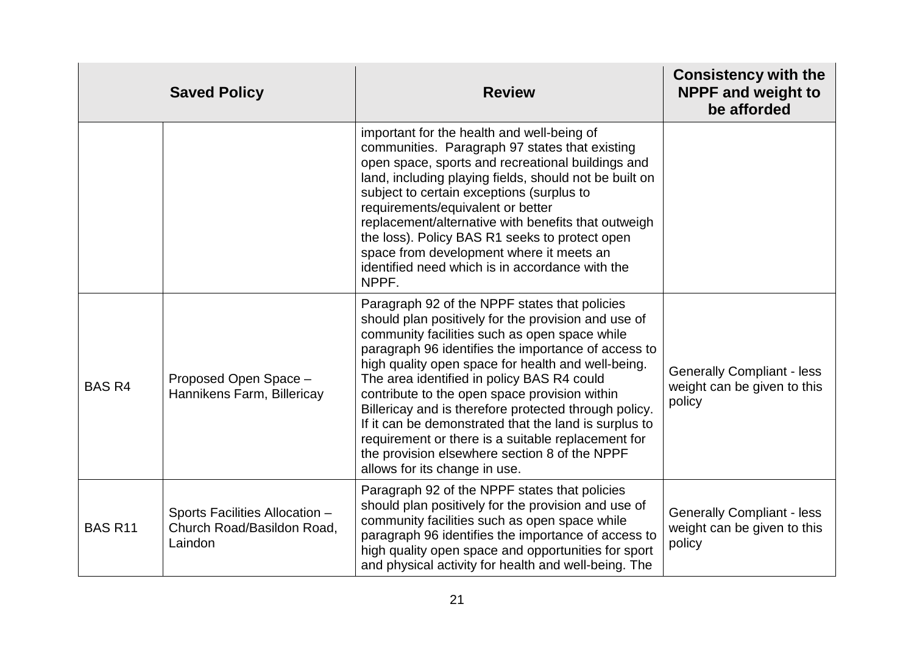| Saved Policy | | Review | Consistency with the NPPF and weight to be afforded |
|---|---|---|---|
| | | important for the health and well-being of communities. Paragraph 97 states that existing open space, sports and recreational buildings and land, including playing fields, should not be built on subject to certain exceptions (surplus to requirements/equivalent or better replacement/alternative with benefits that outweigh the loss). Policy BAS R1 seeks to protect open space from development where it meets an identified need which is in accordance with the NPPF. | |
| BAS R4 | Proposed Open Space – Hannikens Farm, Billericay | Paragraph 92 of the NPPF states that policies should plan positively for the provision and use of community facilities such as open space while paragraph 96 identifies the importance of access to high quality open space for health and well-being. The area identified in policy BAS R4 could contribute to the open space provision within Billericay and is therefore protected through policy. If it can be demonstrated that the land is surplus to requirement or there is a suitable replacement for the provision elsewhere section 8 of the NPPF allows for its change in use. | Generally Compliant - less weight can be given to this policy |
| BAS R11 | Sports Facilities Allocation – Church Road/Basildon Road, Laindon | Paragraph 92 of the NPPF states that policies should plan positively for the provision and use of community facilities such as open space while paragraph 96 identifies the importance of access to high quality open space and opportunities for sport and physical activity for health and well-being. The | Generally Compliant - less weight can be given to this policy |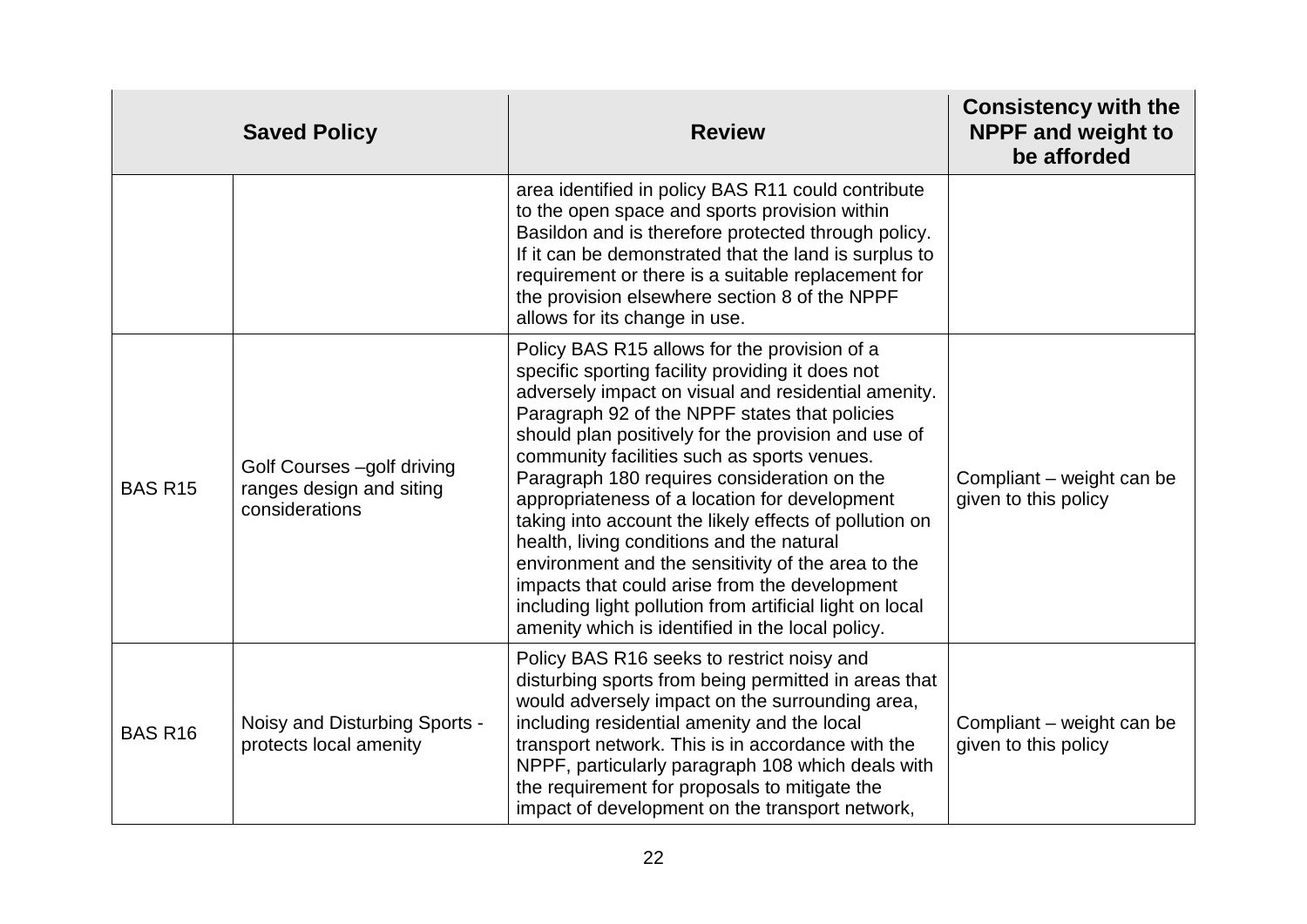| Saved Policy | | Review | Consistency with the NPPF and weight to be afforded |
|---|---|---|---|
| | | area identified in policy BAS R11 could contribute to the open space and sports provision within Basildon and is therefore protected through policy. If it can be demonstrated that the land is surplus to requirement or there is a suitable replacement for the provision elsewhere section 8 of the NPPF allows for its change in use. | |
| BAS R15 | Golf Courses –golf driving ranges design and siting considerations | Policy BAS R15 allows for the provision of a specific sporting facility providing it does not adversely impact on visual and residential amenity. Paragraph 92 of the NPPF states that policies should plan positively for the provision and use of community facilities such as sports venues. Paragraph 180 requires consideration on the appropriateness of a location for development taking into account the likely effects of pollution on health, living conditions and the natural environment and the sensitivity of the area to the impacts that could arise from the development including light pollution from artificial light on local amenity which is identified in the local policy. | Compliant – weight can be given to this policy |
| BAS R16 | Noisy and Disturbing Sports - protects local amenity | Policy BAS R16 seeks to restrict noisy and disturbing sports from being permitted in areas that would adversely impact on the surrounding area, including residential amenity and the local transport network. This is in accordance with the NPPF, particularly paragraph 108 which deals with the requirement for proposals to mitigate the impact of development on the transport network, | Compliant – weight can be given to this policy |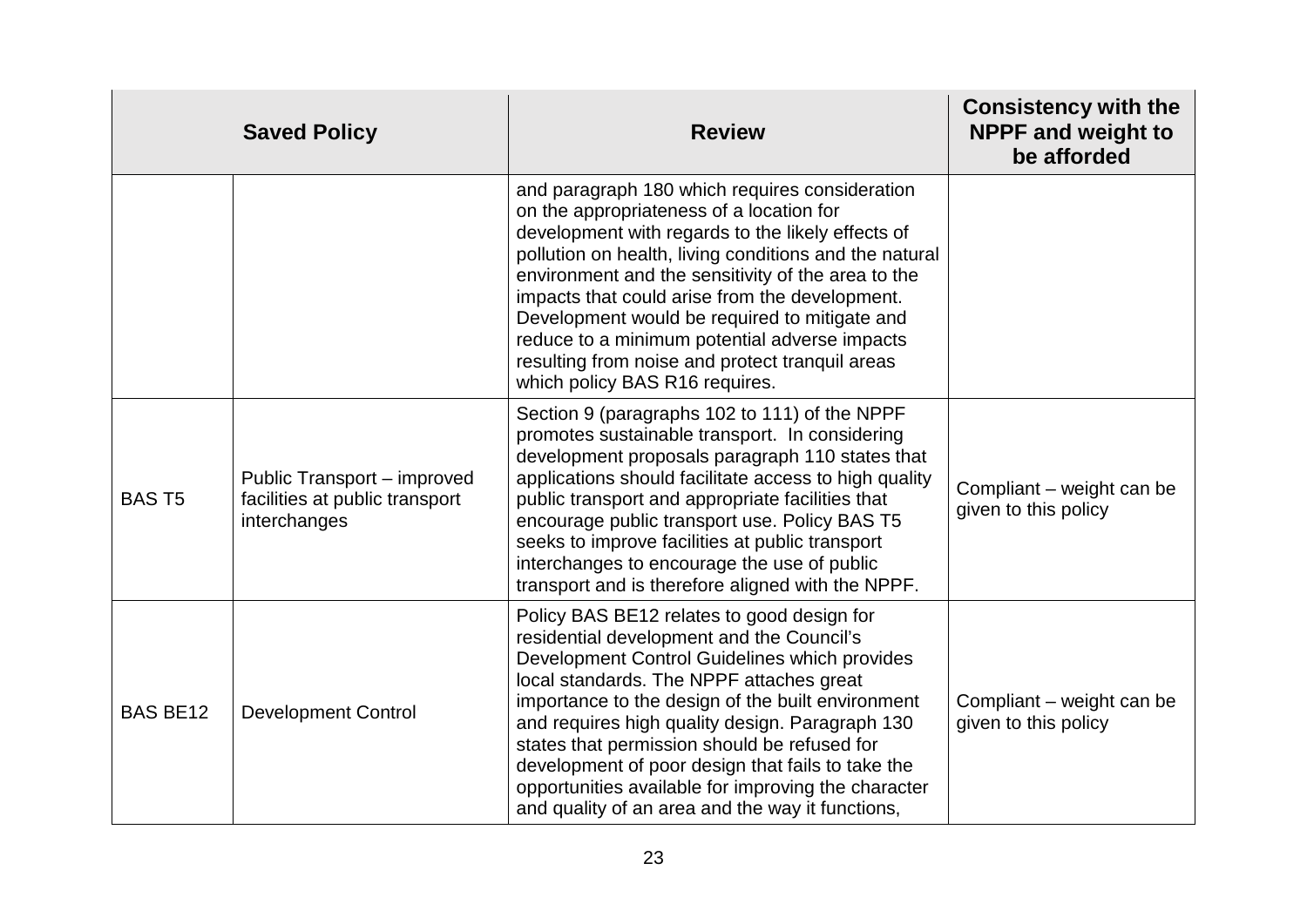| Saved Policy | | Review | Consistency with the NPPF and weight to be afforded |
|---|---|---|---|
| | | and paragraph 180 which requires consideration on the appropriateness of a location for development with regards to the likely effects of pollution on health, living conditions and the natural environment and the sensitivity of the area to the impacts that could arise from the development. Development would be required to mitigate and reduce to a minimum potential adverse impacts resulting from noise and protect tranquil areas which policy BAS R16 requires. | |
| BAS T5 | Public Transport – improved facilities at public transport interchanges | Section 9 (paragraphs 102 to 111) of the NPPF promotes sustainable transport. In considering development proposals paragraph 110 states that applications should facilitate access to high quality public transport and appropriate facilities that encourage public transport use. Policy BAS T5 seeks to improve facilities at public transport interchanges to encourage the use of public transport and is therefore aligned with the NPPF. | Compliant – weight can be given to this policy |
| BAS BE12 | Development Control | Policy BAS BE12 relates to good design for residential development and the Council's Development Control Guidelines which provides local standards. The NPPF attaches great importance to the design of the built environment and requires high quality design. Paragraph 130 states that permission should be refused for development of poor design that fails to take the opportunities available for improving the character and quality of an area and the way it functions, | Compliant – weight can be given to this policy |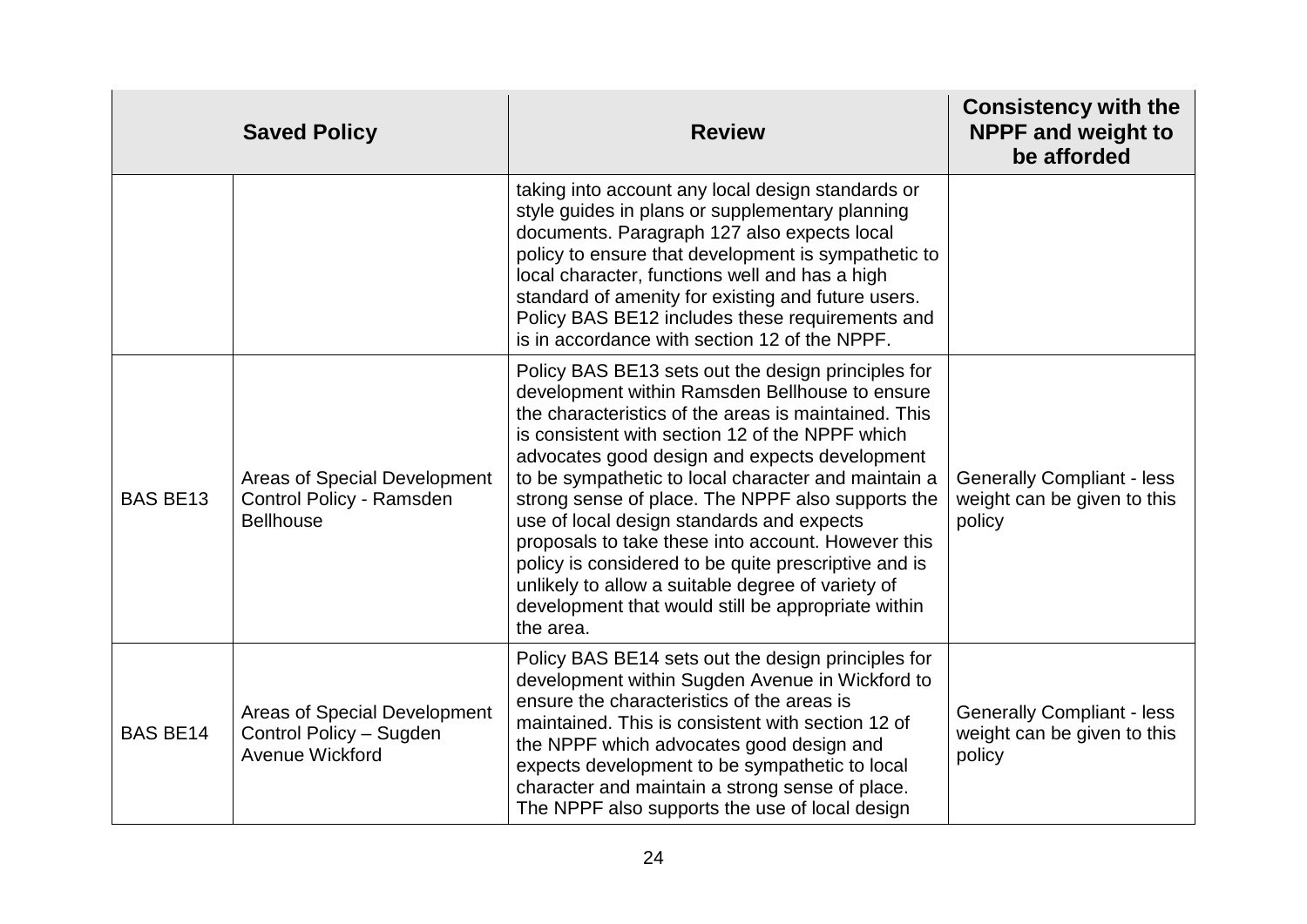| Saved Policy | | Review | Consistency with the NPPF and weight to be afforded |
|---|---|---|---|
| | | taking into account any local design standards or style guides in plans or supplementary planning documents. Paragraph 127 also expects local policy to ensure that development is sympathetic to local character, functions well and has a high standard of amenity for existing and future users. Policy BAS BE12 includes these requirements and is in accordance with section 12 of the NPPF. | |
| BAS BE13 | Areas of Special Development Control Policy - Ramsden Bellhouse | Policy BAS BE13 sets out the design principles for development within Ramsden Bellhouse to ensure the characteristics of the areas is maintained. This is consistent with section 12 of the NPPF which advocates good design and expects development to be sympathetic to local character and maintain a strong sense of place. The NPPF also supports the use of local design standards and expects proposals to take these into account. However this policy is considered to be quite prescriptive and is unlikely to allow a suitable degree of variety of development that would still be appropriate within the area. | Generally Compliant - less weight can be given to this policy |
| BAS BE14 | Areas of Special Development Control Policy – Sugden Avenue Wickford | Policy BAS BE14 sets out the design principles for development within Sugden Avenue in Wickford to ensure the characteristics of the areas is maintained. This is consistent with section 12 of the NPPF which advocates good design and expects development to be sympathetic to local character and maintain a strong sense of place. The NPPF also supports the use of local design | Generally Compliant - less weight can be given to this policy |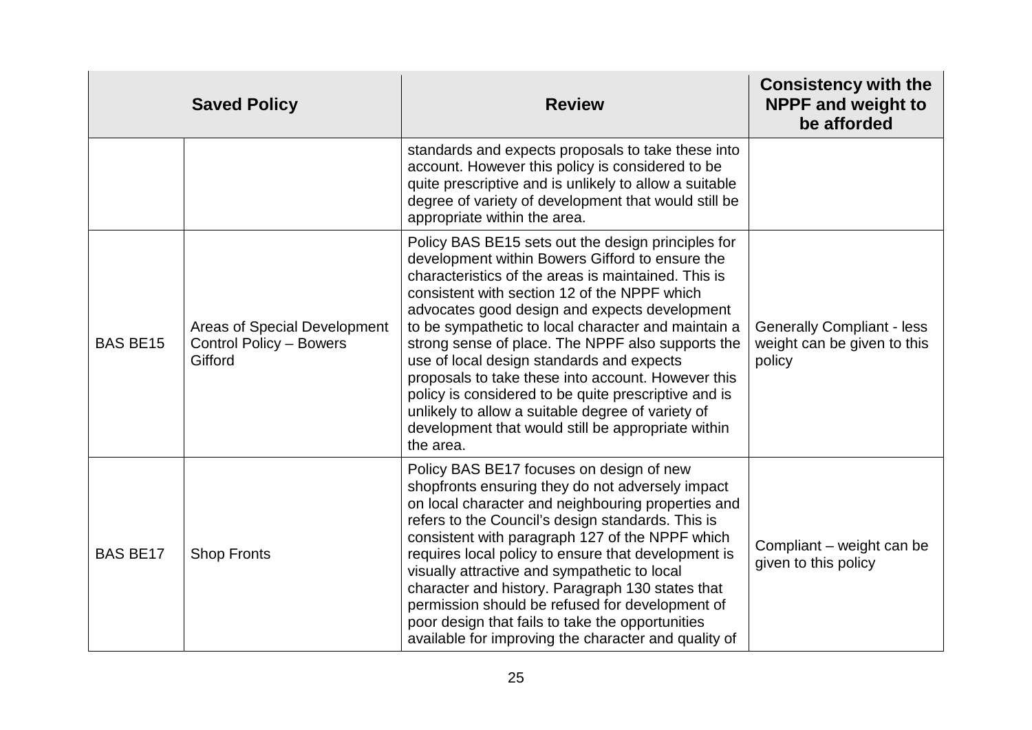| Saved Policy | | Review | Consistency with the NPPF and weight to be afforded |
|---|---|---|---|
| | | standards and expects proposals to take these into account. However this policy is considered to be quite prescriptive and is unlikely to allow a suitable degree of variety of development that would still be appropriate within the area. | |
| BAS BE15 | Areas of Special Development Control Policy – Bowers Gifford | Policy BAS BE15 sets out the design principles for development within Bowers Gifford to ensure the characteristics of the areas is maintained. This is consistent with section 12 of the NPPF which advocates good design and expects development to be sympathetic to local character and maintain a strong sense of place. The NPPF also supports the use of local design standards and expects proposals to take these into account. However this policy is considered to be quite prescriptive and is unlikely to allow a suitable degree of variety of development that would still be appropriate within the area. | Generally Compliant - less weight can be given to this policy |
| BAS BE17 | Shop Fronts | Policy BAS BE17 focuses on design of new shopfronts ensuring they do not adversely impact on local character and neighbouring properties and refers to the Council's design standards. This is consistent with paragraph 127 of the NPPF which requires local policy to ensure that development is visually attractive and sympathetic to local character and history. Paragraph 130 states that permission should be refused for development of poor design that fails to take the opportunities available for improving the character and quality of | Compliant – weight can be given to this policy |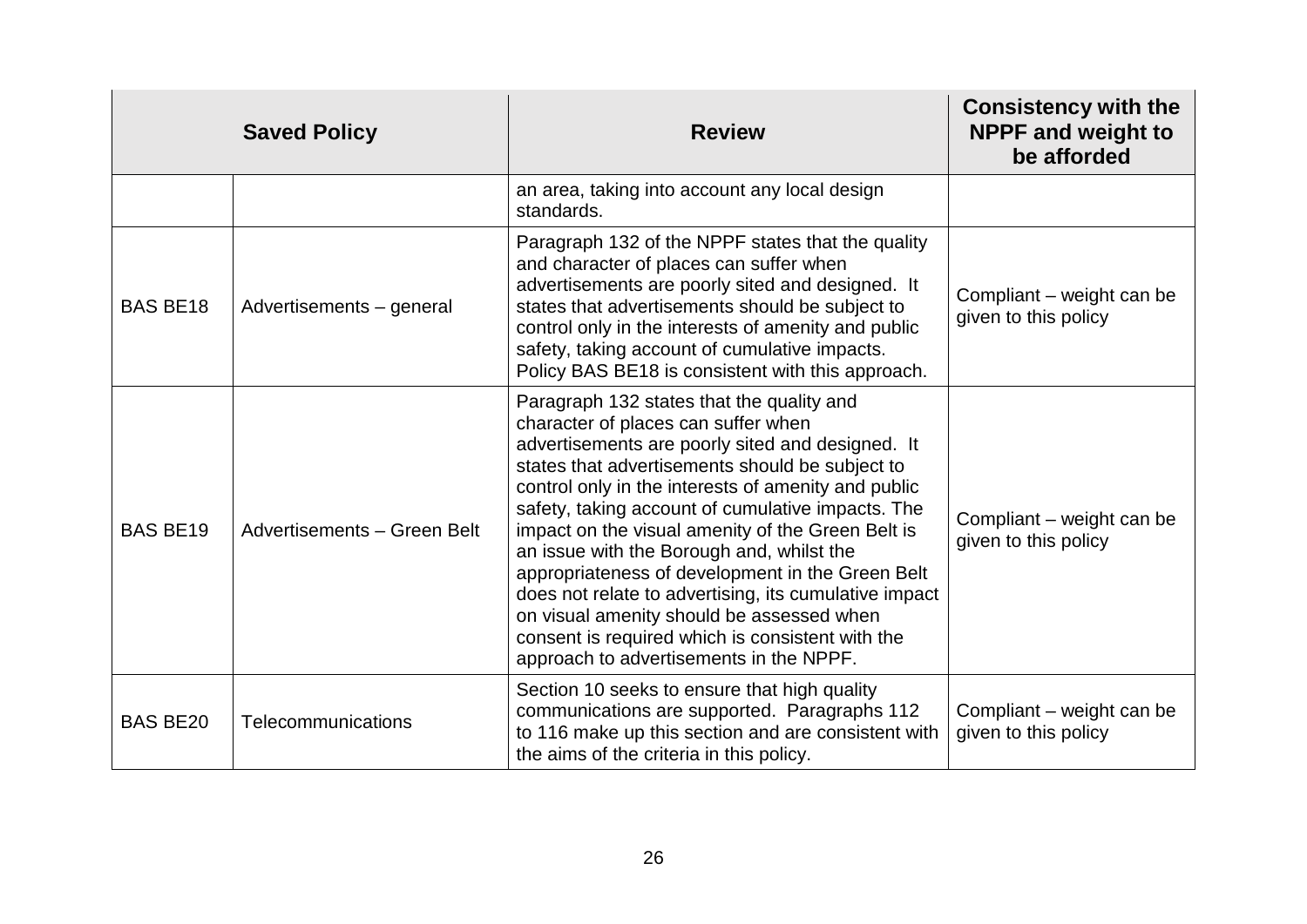| Saved Policy | | Review | Consistency with the NPPF and weight to be afforded |
|---|---|---|---|
| | | an area, taking into account any local design standards. | |
| BAS BE18 | Advertisements – general | Paragraph 132 of the NPPF states that the quality and character of places can suffer when advertisements are poorly sited and designed. It states that advertisements should be subject to control only in the interests of amenity and public safety, taking account of cumulative impacts. Policy BAS BE18 is consistent with this approach. | Compliant – weight can be given to this policy |
| BAS BE19 | Advertisements – Green Belt | Paragraph 132 states that the quality and character of places can suffer when advertisements are poorly sited and designed. It states that advertisements should be subject to control only in the interests of amenity and public safety, taking account of cumulative impacts. The impact on the visual amenity of the Green Belt is an issue with the Borough and, whilst the appropriateness of development in the Green Belt does not relate to advertising, its cumulative impact on visual amenity should be assessed when consent is required which is consistent with the approach to advertisements in the NPPF. | Compliant – weight can be given to this policy |
| BAS BE20 | Telecommunications | Section 10 seeks to ensure that high quality communications are supported. Paragraphs 112 to 116 make up this section and are consistent with the aims of the criteria in this policy. | Compliant – weight can be given to this policy |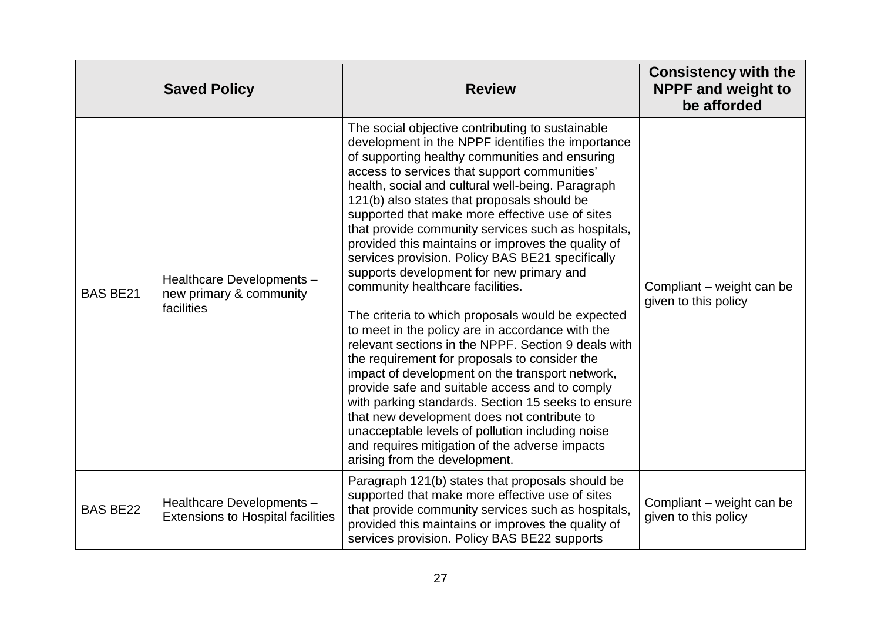| Saved Policy | | Review | Consistency with the NPPF and weight to be afforded |
| --- | --- | --- | --- |
| BAS BE21 | Healthcare Developments – new primary & community facilities | The social objective contributing to sustainable development in the NPPF identifies the importance of supporting healthy communities and ensuring access to services that support communities' health, social and cultural well-being. Paragraph 121(b) also states that proposals should be supported that make more effective use of sites that provide community services such as hospitals, provided this maintains or improves the quality of services provision. Policy BAS BE21 specifically supports development for new primary and community healthcare facilities.<br><br>The criteria to which proposals would be expected to meet in the policy are in accordance with the relevant sections in the NPPF. Section 9 deals with the requirement for proposals to consider the impact of development on the transport network, provide safe and suitable access and to comply with parking standards. Section 15 seeks to ensure that new development does not contribute to unacceptable levels of pollution including noise and requires mitigation of the adverse impacts arising from the development. | Compliant – weight can be given to this policy |
| BAS BE22 | Healthcare Developments – Extensions to Hospital facilities | Paragraph 121(b) states that proposals should be supported that make more effective use of sites that provide community services such as hospitals, provided this maintains or improves the quality of services provision. Policy BAS BE22 supports | Compliant – weight can be given to this policy |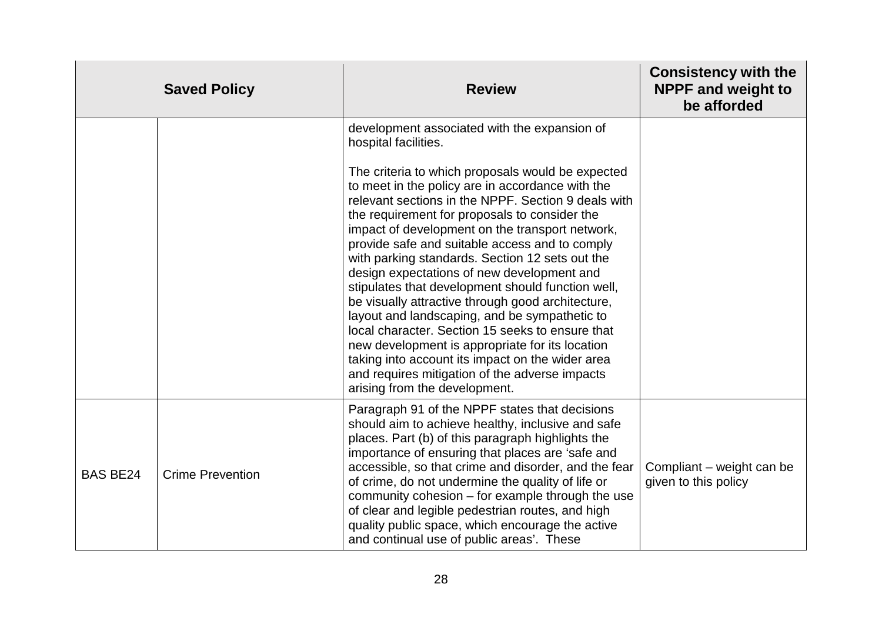| Saved Policy | | Review | Consistency with the NPPF and weight to be afforded |
|---|---|---|---|
| | | development associated with the expansion of hospital facilities.<br><br>The criteria to which proposals would be expected to meet in the policy are in accordance with the relevant sections in the NPPF. Section 9 deals with the requirement for proposals to consider the impact of development on the transport network, provide safe and suitable access and to comply with parking standards. Section 12 sets out the design expectations of new development and stipulates that development should function well, be visually attractive through good architecture, layout and landscaping, and be sympathetic to local character. Section 15 seeks to ensure that new development is appropriate for its location taking into account its impact on the wider area and requires mitigation of the adverse impacts arising from the development. | |
| BAS BE24 | Crime Prevention | Paragraph 91 of the NPPF states that decisions should aim to achieve healthy, inclusive and safe places. Part (b) of this paragraph highlights the importance of ensuring that places are 'safe and accessible, so that crime and disorder, and the fear of crime, do not undermine the quality of life or community cohesion – for example through the use of clear and legible pedestrian routes, and high quality public space, which encourage the active and continual use of public areas'. These | Compliant – weight can be given to this policy |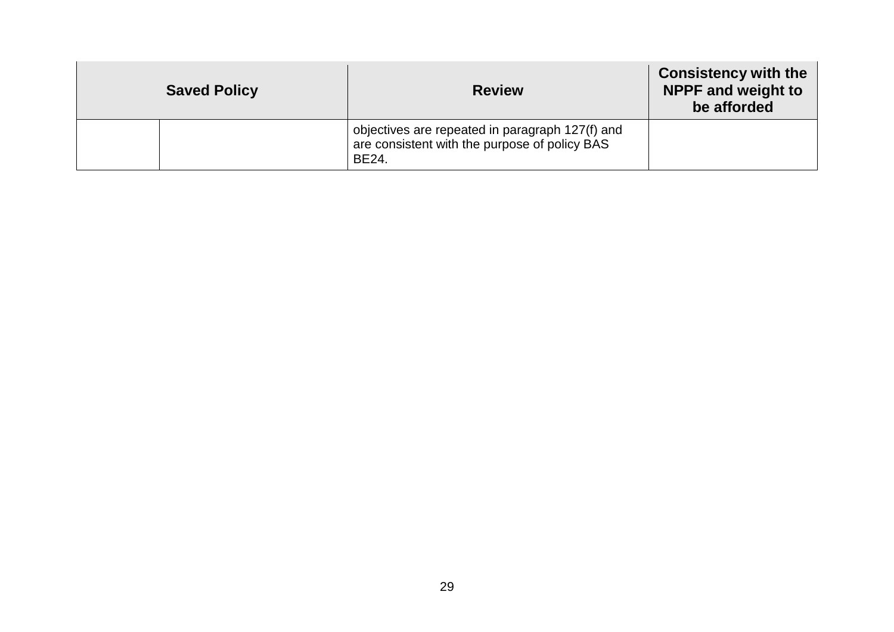| Saved Policy | | Review | Consistency with the NPPF and weight to be afforded |
|---|---|---|---|
| | | objectives are repeated in paragraph 127(f) and are consistent with the purpose of policy BAS BE24. | |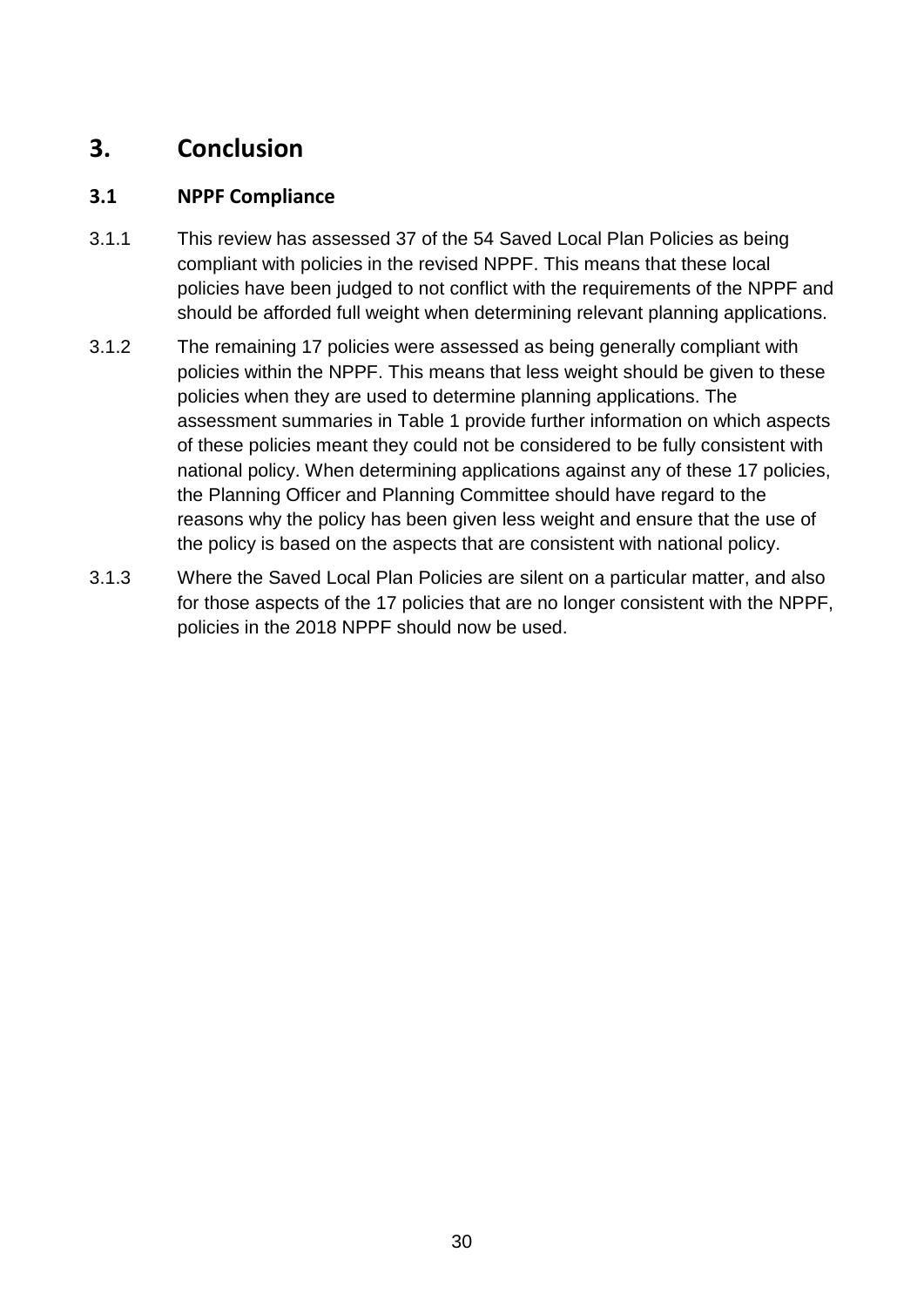# 3. Conclusion

## 3.1 NPPF Compliance

3.1.1 This review has assessed 37 of the 54 Saved Local Plan Policies as being compliant with policies in the revised NPPF. This means that these local policies have been judged to not conflict with the requirements of the NPPF and should be afforded full weight when determining relevant planning applications.

3.1.2 The remaining 17 policies were assessed as being generally compliant with policies within the NPPF. This means that less weight should be given to these policies when they are used to determine planning applications. The assessment summaries in Table 1 provide further information on which aspects of these policies meant they could not be considered to be fully consistent with national policy. When determining applications against any of these 17 policies, the Planning Officer and Planning Committee should have regard to the reasons why the policy has been given less weight and ensure that the use of the policy is based on the aspects that are consistent with national policy.

3.1.3 Where the Saved Local Plan Policies are silent on a particular matter, and also for those aspects of the 17 policies that are no longer consistent with the NPPF, policies in the 2018 NPPF should now be used.